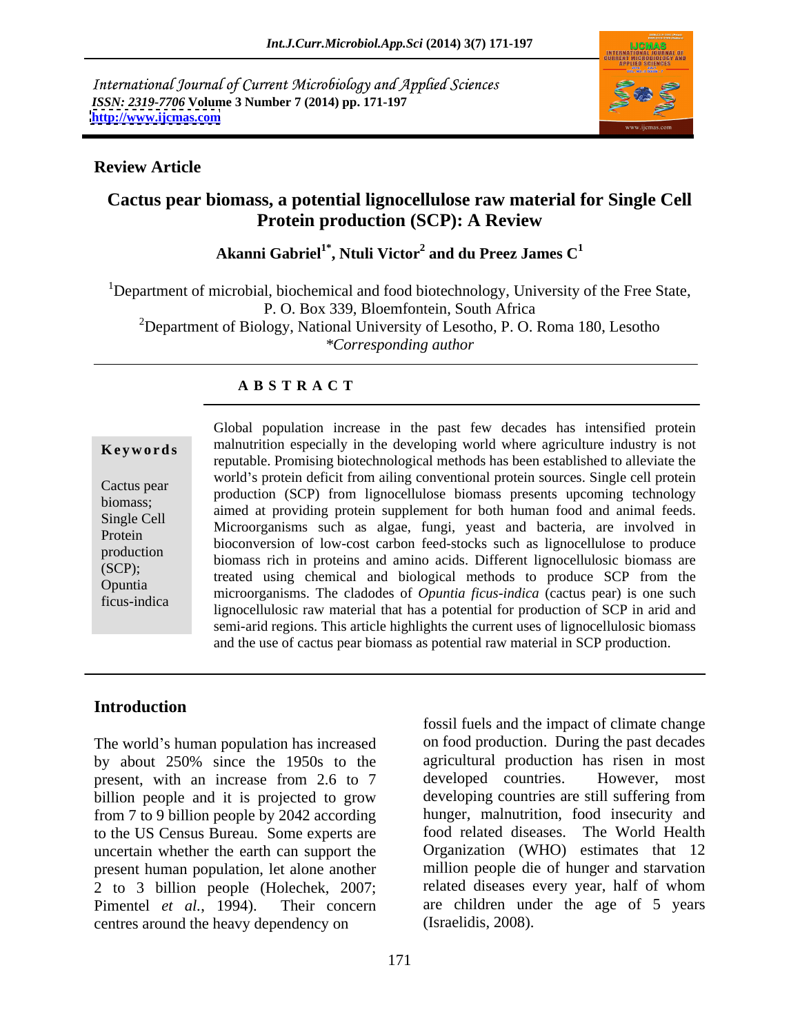International Journal of Current Microbiology and Applied Sciences
*ISSN: 2319-7706* **Volume 3 Number 7 (2014) pp. 171-197**
**http://www.ijcmas.com**

**Review Article**

# Cactus pear biomass, a potential lignocellulose raw material for Single Cell Protein production (SCP): A Review

**Akanni Gabriel[1*], Ntuli Victor[2] and du Preez James C[1]**

[1]Department of microbial, biochemical and food biotechnology, University of the Free State, P. O. Box 339, Bloemfontein, South Africa
[2]Department of Biology, National University of Lesotho, P. O. Roma 180, Lesotho
*\*Corresponding author*

**A B S T R A C T**

**Keywords**

Cactus pear biomass; Single Cell Protein production (SCP); Opuntia ficus-indica

Global population increase in the past few decades has intensified protein malnutrition especially in the developing world where agriculture industry is not reputable. Promising biotechnological methods has been established to alleviate the world's protein deficit from ailing conventional protein sources. Single cell protein production (SCP) from lignocellulose biomass presents upcoming technology aimed at providing protein supplement for both human food and animal feeds. Microorganisms such as algae, fungi, yeast and bacteria, are involved in bioconversion of low-cost carbon feed-stocks such as lignocellulose to produce biomass rich in proteins and amino acids. Different lignocellulosic biomass are treated using chemical and biological methods to produce SCP from the microorganisms. The cladodes of *Opuntia ficus-indica* (cactus pear) is one such lignocellulosic raw material that has a potential for production of SCP in arid and semi-arid regions. This article highlights the current uses of lignocellulosic biomass and the use of cactus pear biomass as potential raw material in SCP production.

## Introduction

The world's human population has increased by about 250% since the 1950s to the present, with an increase from 2.6 to 7 billion people and it is projected to grow from 7 to 9 billion people by 2042 according to the US Census Bureau. Some experts are uncertain whether the earth can support the present human population, let alone another 2 to 3 billion people (Holechek, 2007; Pimentel *et al.*, 1994). Their concern centres around the heavy dependency on fossil fuels and the impact of climate change on food production. During the past decades agricultural production has risen in most developed countries. However, most developing countries are still suffering from hunger, malnutrition, food insecurity and food related diseases. The World Health Organization (WHO) estimates that 12 million people die of hunger and starvation related diseases every year, half of whom are children under the age of 5 years (Israelidis, 2008).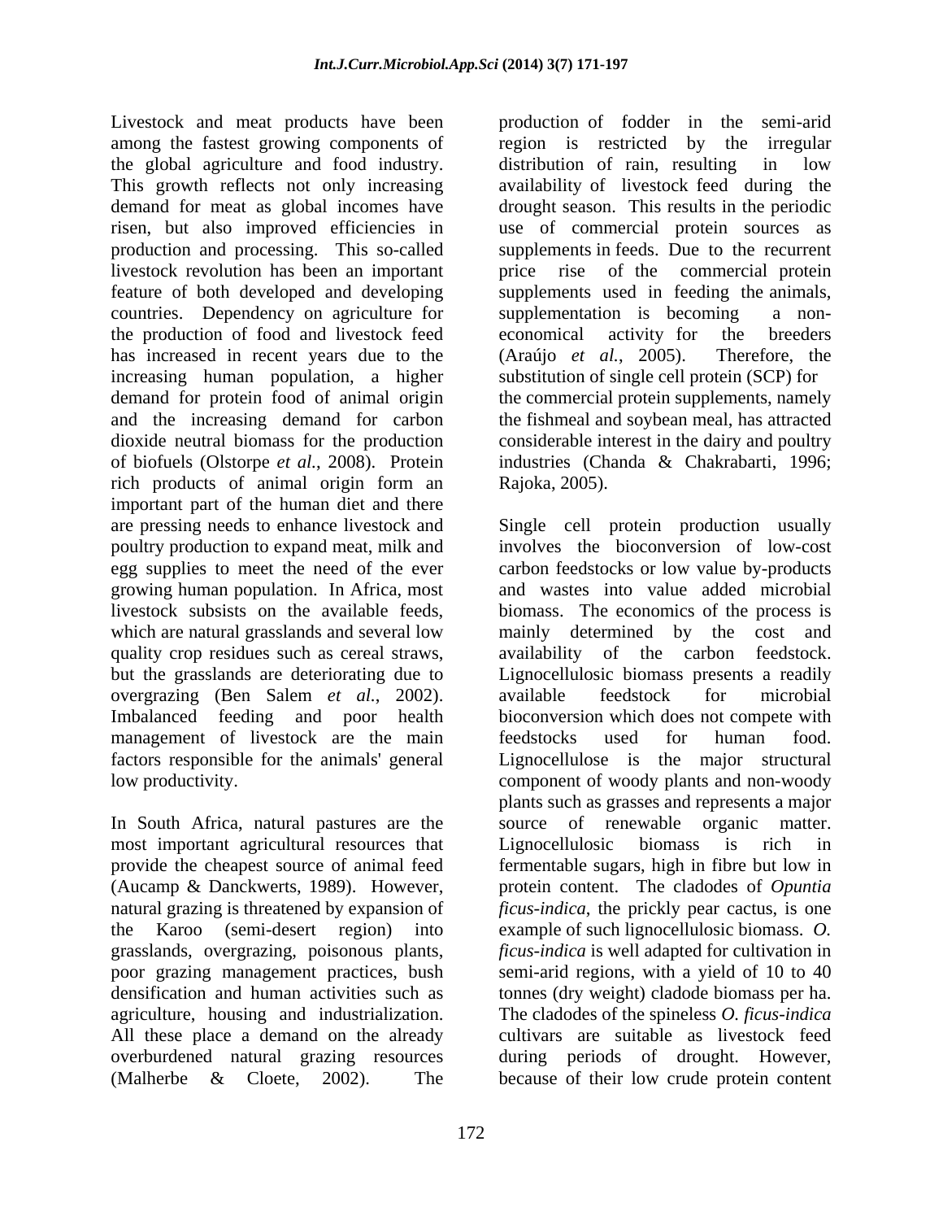Livestock and meat products have been among the fastest growing components of the global agriculture and food industry. This growth reflects not only increasing demand for meat as global incomes have risen, but also improved efficiencies in production and processing. This so-called livestock revolution has been an important feature of both developed and developing countries. Dependency on agriculture for the production of food and livestock feed has increased in recent years due to the increasing human population, a higher demand for protein food of animal origin and the increasing demand for carbon dioxide neutral biomass for the production of biofuels (Olstorpe *et al.*, 2008). Protein rich products of animal origin form an important part of the human diet and there are pressing needs to enhance livestock and poultry production to expand meat, milk and egg supplies to meet the need of the ever growing human population. In Africa, most livestock subsists on the available feeds, which are natural grasslands and several low quality crop residues such as cereal straws, but the grasslands are deteriorating due to overgrazing (Ben Salem *et al.*, 2002). Imbalanced feeding and poor health management of livestock are the main factors responsible for the animals' general low productivity.

In South Africa, natural pastures are the most important agricultural resources that provide the cheapest source of animal feed (Aucamp & Danckwerts, 1989). However, natural grazing is threatened by expansion of the Karoo (semi-desert region) into grasslands, overgrazing, poisonous plants, poor grazing management practices, bush densification and human activities such as agriculture, housing and industrialization. All these place a demand on the already overburdened natural grazing resources (Malherbe & Cloete, 2002). The production of fodder in the semi-arid region is restricted by the irregular distribution of rain, resulting in low availability of livestock feed during the drought season. This results in the periodic use of commercial protein sources as supplements in feeds. Due to the recurrent price rise of the commercial protein supplements used in feeding the animals, supplementation is becoming a non-economical activity for the breeders (Araújo *et al.*, 2005). Therefore, the substitution of single cell protein (SCP) for the commercial protein supplements, namely the fishmeal and soybean meal, has attracted considerable interest in the dairy and poultry industries (Chanda & Chakrabarti, 1996; Rajoka, 2005).

Single cell protein production usually involves the bioconversion of low-cost carbon feedstocks or low value by-products and wastes into value added microbial biomass. The economics of the process is mainly determined by the cost and availability of the carbon feedstock. Lignocellulosic biomass presents a readily available feedstock for microbial bioconversion which does not compete with feedstocks used for human food. Lignocellulose is the major structural component of woody plants and non-woody plants such as grasses and represents a major source of renewable organic matter. Lignocellulosic biomass is rich in fermentable sugars, high in fibre but low in protein content. The cladodes of *Opuntia ficus-indica*, the prickly pear cactus, is one example of such lignocellulosic biomass. *O. ficus-indica* is well adapted for cultivation in semi-arid regions, with a yield of 10 to 40 tonnes (dry weight) cladode biomass per ha. The cladodes of the spineless *O. ficus-indica* cultivars are suitable as livestock feed during periods of drought. However, because of their low crude protein content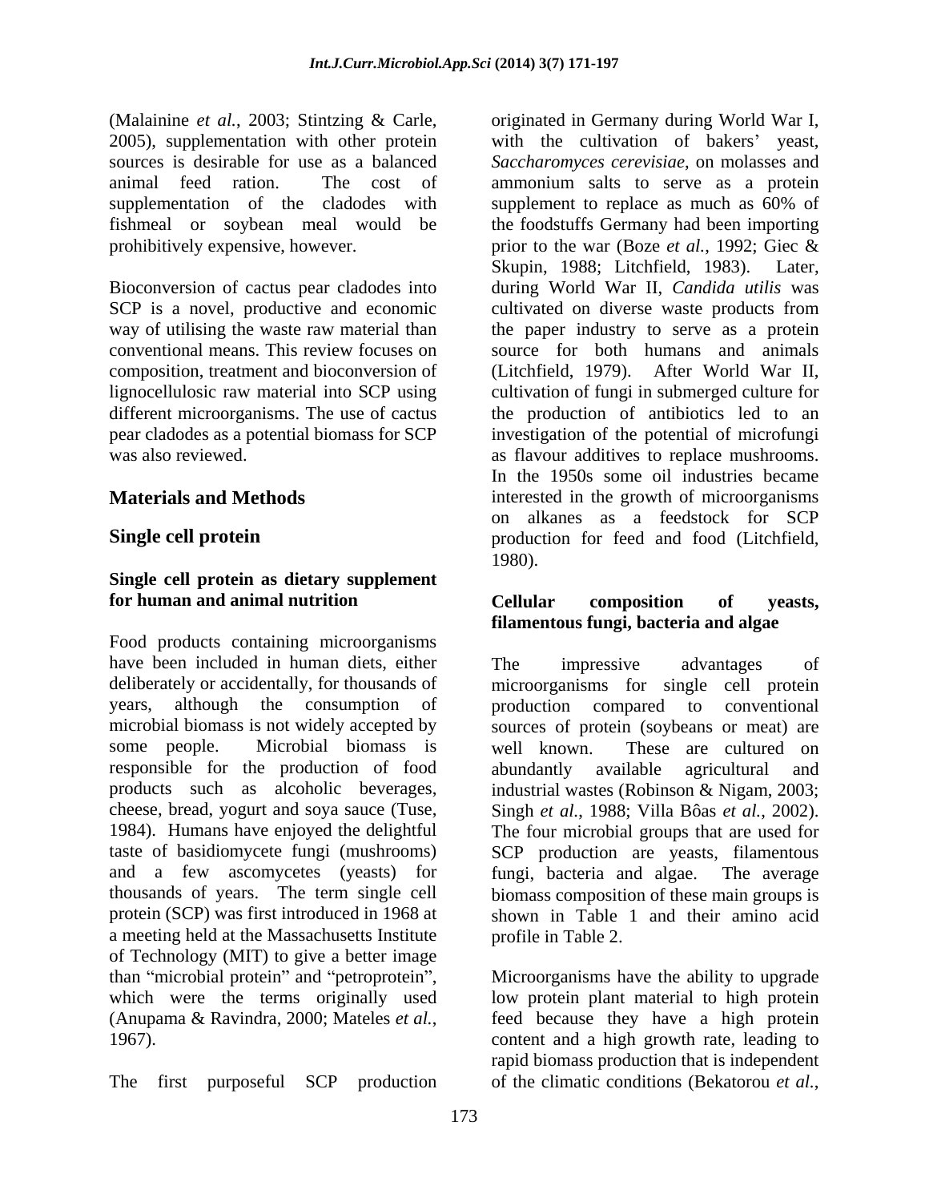(Malainine *et al.*, 2003; Stintzing & Carle, 2005), supplementation with other protein sources is desirable for use as a balanced animal feed ration. The cost of supplementation of the cladodes with fishmeal or soybean meal would be prohibitively expensive, however.

Bioconversion of cactus pear cladodes into SCP is a novel, productive and economic way of utilising the waste raw material than conventional means. This review focuses on composition, treatment and bioconversion of lignocellulosic raw material into SCP using different microorganisms. The use of cactus pear cladodes as a potential biomass for SCP was also reviewed.

## Materials and Methods

## Single cell protein

### Single cell protein as dietary supplement for human and animal nutrition

Food products containing microorganisms have been included in human diets, either deliberately or accidentally, for thousands of years, although the consumption of microbial biomass is not widely accepted by some people. Microbial biomass is responsible for the production of food products such as alcoholic beverages, cheese, bread, yogurt and soya sauce (Tuse, 1984). Humans have enjoyed the delightful taste of basidiomycete fungi (mushrooms) and a few ascomycetes (yeasts) for thousands of years. The term single cell protein (SCP) was first introduced in 1968 at a meeting held at the Massachusetts Institute of Technology (MIT) to give a better image than "microbial protein" and "petroprotein", which were the terms originally used (Anupama & Ravindra, 2000; Mateles *et al.*, 1967).

The first purposeful SCP production originated in Germany during World War I, with the cultivation of bakers' yeast, *Saccharomyces cerevisiae*, on molasses and ammonium salts to serve as a protein supplement to replace as much as 60% of the foodstuffs Germany had been importing prior to the war (Boze *et al.*, 1992; Giec & Skupin, 1988; Litchfield, 1983). Later, during World War II, *Candida utilis* was cultivated on diverse waste products from the paper industry to serve as a protein source for both humans and animals (Litchfield, 1979). After World War II, cultivation of fungi in submerged culture for the production of antibiotics led to an investigation of the potential of microfungi as flavour additives to replace mushrooms. In the 1950s some oil industries became interested in the growth of microorganisms on alkanes as a feedstock for SCP production for feed and food (Litchfield, 1980).

### Cellular composition of yeasts, filamentous fungi, bacteria and algae

The impressive advantages of microorganisms for single cell protein production compared to conventional sources of protein (soybeans or meat) are well known. These are cultured on abundantly available agricultural and industrial wastes (Robinson & Nigam, 2003; Singh *et al.*, 1988; Villa Bôas *et al.*, 2002). The four microbial groups that are used for SCP production are yeasts, filamentous fungi, bacteria and algae. The average biomass composition of these main groups is shown in Table 1 and their amino acid profile in Table 2.

Microorganisms have the ability to upgrade low protein plant material to high protein feed because they have a high protein content and a high growth rate, leading to rapid biomass production that is independent of the climatic conditions (Bekatorou *et al.*,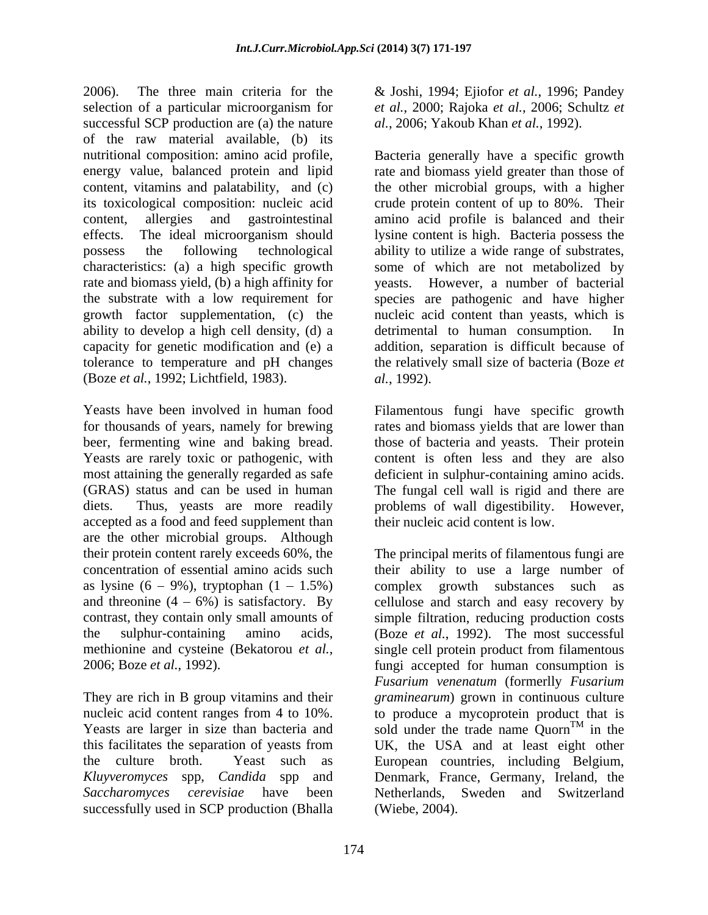2006). The three main criteria for the selection of a particular microorganism for successful SCP production are (a) the nature of the raw material available, (b) its nutritional composition: amino acid profile, energy value, balanced protein and lipid content, vitamins and palatability, and (c) its toxicological composition: nucleic acid content, allergies and gastrointestinal effects. The ideal microorganism should possess the following technological characteristics: (a) a high specific growth rate and biomass yield, (b) a high affinity for the substrate with a low requirement for growth factor supplementation, (c) the ability to develop a high cell density, (d) a capacity for genetic modification and (e) a tolerance to temperature and pH changes (Boze *et al.*, 1992; Lichtfield, 1983).

Yeasts have been involved in human food for thousands of years, namely for brewing beer, fermenting wine and baking bread. Yeasts are rarely toxic or pathogenic, with most attaining the generally regarded as safe (GRAS) status and can be used in human diets. Thus, yeasts are more readily accepted as a food and feed supplement than are the other microbial groups. Although their protein content rarely exceeds 60%, the concentration of essential amino acids such as lysine (6 – 9%), tryptophan (1 – 1.5%) and threonine (4 – 6%) is satisfactory. By contrast, they contain only small amounts of the sulphur-containing amino acids, methionine and cysteine (Bekatorou *et al.*, 2006; Boze *et al.*, 1992).

They are rich in B group vitamins and their nucleic acid content ranges from 4 to 10%. Yeasts are larger in size than bacteria and this facilitates the separation of yeasts from the culture broth. Yeast such as *Kluyveromyces* spp, *Candida* spp and *Saccharomyces cerevisiae* have been successfully used in SCP production (Bhalla & Joshi, 1994; Ejiofor *et al.*, 1996; Pandey *et al.*, 2000; Rajoka *et al.*, 2006; Schultz *et al.*, 2006; Yakoub Khan *et al.*, 1992).

Bacteria generally have a specific growth rate and biomass yield greater than those of the other microbial groups, with a higher crude protein content of up to 80%. Their amino acid profile is balanced and their lysine content is high. Bacteria possess the ability to utilize a wide range of substrates, some of which are not metabolized by yeasts. However, a number of bacterial species are pathogenic and have higher nucleic acid content than yeasts, which is detrimental to human consumption. In addition, separation is difficult because of the relatively small size of bacteria (Boze *et al.*, 1992).

Filamentous fungi have specific growth rates and biomass yields that are lower than those of bacteria and yeasts. Their protein content is often less and they are also deficient in sulphur-containing amino acids. The fungal cell wall is rigid and there are problems of wall digestibility. However, their nucleic acid content is low.

The principal merits of filamentous fungi are their ability to use a large number of complex growth substances such as cellulose and starch and easy recovery by simple filtration, reducing production costs (Boze *et al.*, 1992). The most successful single cell protein product from filamentous fungi accepted for human consumption is *Fusarium venenatum* (formerlly *Fusarium graminearum*) grown in continuous culture to produce a mycoprotein product that is sold under the trade name Quorn™ in the UK, the USA and at least eight other European countries, including Belgium, Denmark, France, Germany, Ireland, the Netherlands, Sweden and Switzerland (Wiebe, 2004).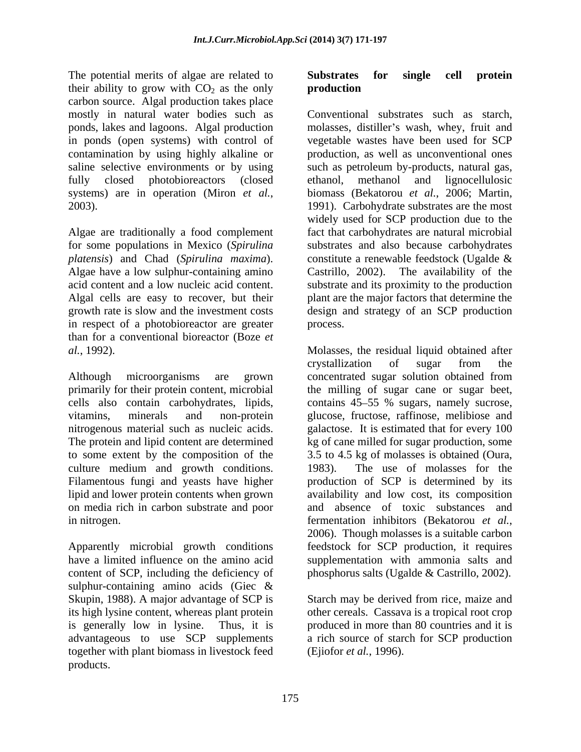The potential merits of algae are related to their ability to grow with $CO_2$ as the only carbon source. Algal production takes place mostly in natural water bodies such as ponds, lakes and lagoons. Algal production in ponds (open systems) with control of contamination by using highly alkaline or saline selective environments or by using fully closed photobioreactors (closed systems) are in operation (Miron *et al.*, 2003).

Algae are traditionally a food complement for some populations in Mexico (*Spirulina platensis*) and Chad (*Spirulina maxima*). Algae have a low sulphur-containing amino acid content and a low nucleic acid content. Algal cells are easy to recover, but their growth rate is slow and the investment costs in respect of a photobioreactor are greater than for a conventional bioreactor (Boze *et al.*, 1992).

Although microorganisms are grown primarily for their protein content, microbial cells also contain carbohydrates, lipids, vitamins, minerals and non-protein nitrogenous material such as nucleic acids. The protein and lipid content are determined to some extent by the composition of the culture medium and growth conditions. Filamentous fungi and yeasts have higher lipid and lower protein contents when grown on media rich in carbon substrate and poor in nitrogen.

Apparently microbial growth conditions have a limited influence on the amino acid content of SCP, including the deficiency of sulphur-containing amino acids (Giec & Skupin, 1988). A major advantage of SCP is its high lysine content, whereas plant protein is generally low in lysine. Thus, it is advantageous to use SCP supplements together with plant biomass in livestock feed products.

## Substrates for single cell protein production

Conventional substrates such as starch, molasses, distiller's wash, whey, fruit and vegetable wastes have been used for SCP production, as well as unconventional ones such as petroleum by-products, natural gas, ethanol, methanol and lignocellulosic biomass (Bekatorou *et al.*, 2006; Martin, 1991). Carbohydrate substrates are the most widely used for SCP production due to the fact that carbohydrates are natural microbial substrates and also because carbohydrates constitute a renewable feedstock (Ugalde & Castrillo, 2002). The availability of the substrate and its proximity to the production plant are the major factors that determine the design and strategy of an SCP production process.

Molasses, the residual liquid obtained after crystallization of sugar from the concentrated sugar solution obtained from the milling of sugar cane or sugar beet, contains 45–55 % sugars, namely sucrose, glucose, fructose, raffinose, melibiose and galactose. It is estimated that for every 100 kg of cane milled for sugar production, some 3.5 to 4.5 kg of molasses is obtained (Oura, 1983). The use of molasses for the production of SCP is determined by its availability and low cost, its composition and absence of toxic substances and fermentation inhibitors (Bekatorou *et al.*, 2006). Though molasses is a suitable carbon feedstock for SCP production, it requires supplementation with ammonia salts and phosphorus salts (Ugalde & Castrillo, 2002).

Starch may be derived from rice, maize and other cereals. Cassava is a tropical root crop produced in more than 80 countries and it is a rich source of starch for SCP production (Ejiofor *et al.*, 1996).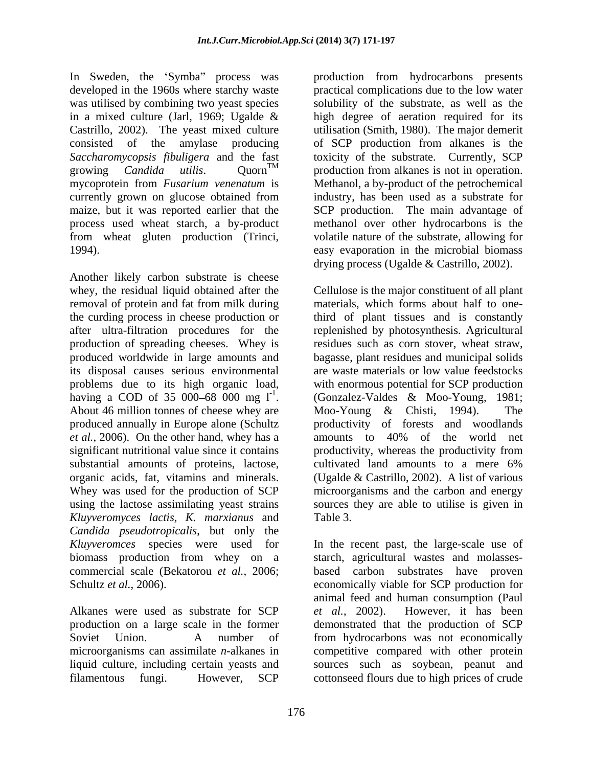In Sweden, the 'Symba" process was developed in the 1960s where starchy waste was utilised by combining two yeast species in a mixed culture (Jarl, 1969; Ugalde & Castrillo, 2002). The yeast mixed culture consisted of the amylase producing *Saccharomycopsis fibuligera* and the fast growing *Candida utilis*. Quorn$^{TM}$ mycoprotein from *Fusarium venenatum* is currently grown on glucose obtained from maize, but it was reported earlier that the process used wheat starch, a by-product from wheat gluten production (Trinci, 1994).

Another likely carbon substrate is cheese whey, the residual liquid obtained after the removal of protein and fat from milk during the curding process in cheese production or after ultra-filtration procedures for the production of spreading cheeses. Whey is produced worldwide in large amounts and its disposal causes serious environmental problems due to its high organic load, having a COD of 35 000–68 000 mg $l^{-1}$. About 46 million tonnes of cheese whey are produced annually in Europe alone (Schultz *et al.*, 2006). On the other hand, whey has a significant nutritional value since it contains substantial amounts of proteins, lactose, organic acids, fat, vitamins and minerals. Whey was used for the production of SCP using the lactose assimilating yeast strains *Kluyveromyces lactis*, *K. marxianus* and *Candida pseudotropicalis*, but only the *Kluyveromces* species were used for biomass production from whey on a commercial scale (Bekatorou *et al.*, 2006; Schultz *et al.*, 2006).

Alkanes were used as substrate for SCP production on a large scale in the former Soviet Union. A number of microorganisms can assimilate *n*-alkanes in liquid culture, including certain yeasts and filamentous fungi. However, SCP production from hydrocarbons presents practical complications due to the low water solubility of the substrate, as well as the high degree of aeration required for its utilisation (Smith, 1980). The major demerit of SCP production from alkanes is the toxicity of the substrate. Currently, SCP production from alkanes is not in operation. Methanol, a by-product of the petrochemical industry, has been used as a substrate for SCP production. The main advantage of methanol over other hydrocarbons is the volatile nature of the substrate, allowing for easy evaporation in the microbial biomass drying process (Ugalde & Castrillo, 2002).

Cellulose is the major constituent of all plant materials, which forms about half to one-third of plant tissues and is constantly replenished by photosynthesis. Agricultural residues such as corn stover, wheat straw, bagasse, plant residues and municipal solids are waste materials or low value feedstocks with enormous potential for SCP production (Gonzalez-Valdes & Moo-Young, 1981; Moo-Young & Chisti, 1994). The productivity of forests and woodlands amounts to 40% of the world net productivity, whereas the productivity from cultivated land amounts to a mere 6% (Ugalde & Castrillo, 2002). A list of various microorganisms and the carbon and energy sources they are able to utilise is given in Table 3.

In the recent past, the large-scale use of starch, agricultural wastes and molasses-based carbon substrates have proven economically viable for SCP production for animal feed and human consumption (Paul *et al.*, 2002). However, it has been demonstrated that the production of SCP from hydrocarbons was not economically competitive compared with other protein sources such as soybean, peanut and cottonseed flours due to high prices of crude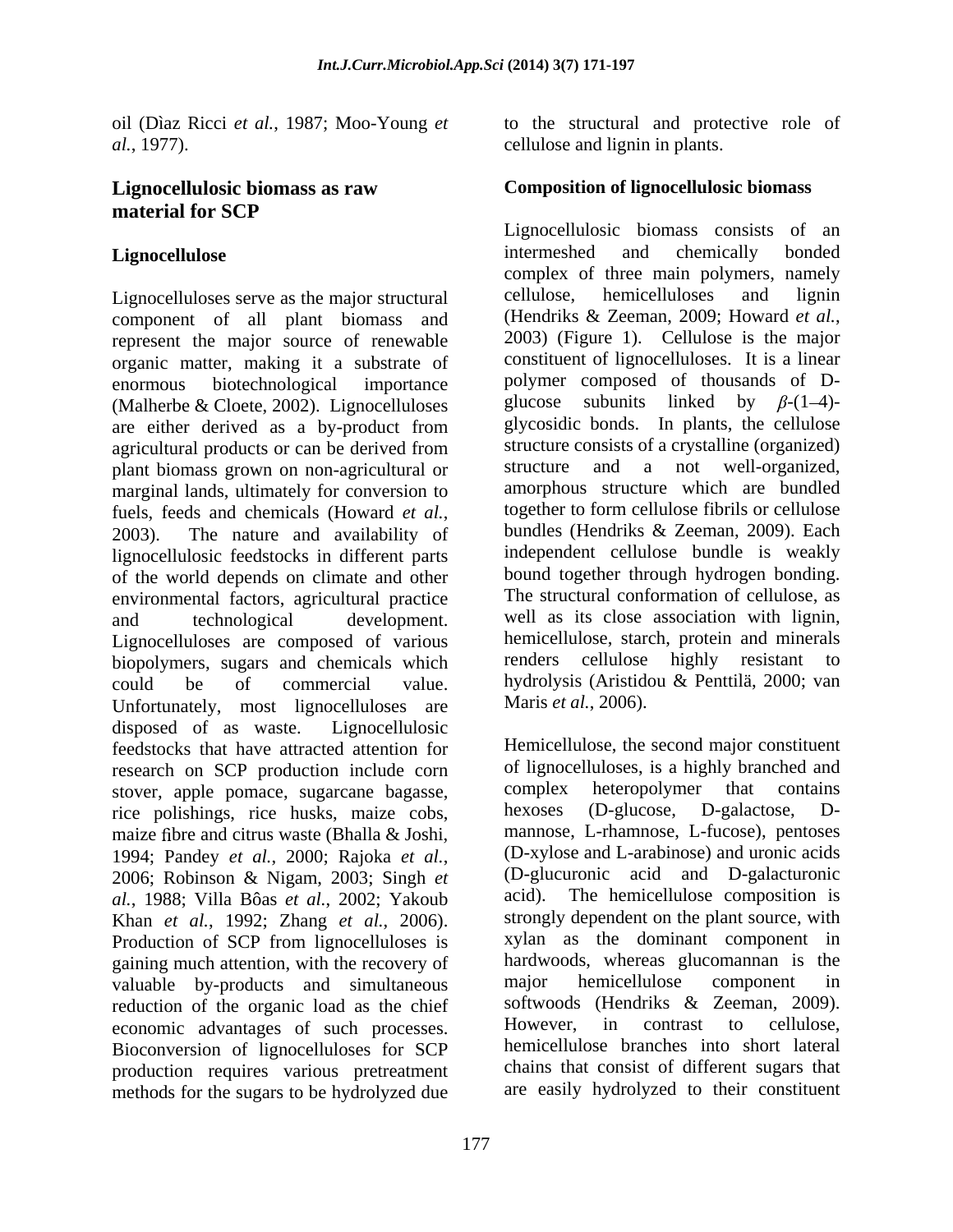oil (Dìaz Ricci *et al.*, 1987; Moo-Young *et al.*, 1977).

## Lignocellulosic biomass as raw material for SCP

### Lignocellulose

Lignocelluloses serve as the major structural component of all plant biomass and represent the major source of renewable organic matter, making it a substrate of enormous biotechnological importance (Malherbe & Cloete, 2002). Lignocelluloses are either derived as a by-product from agricultural products or can be derived from plant biomass grown on non-agricultural or marginal lands, ultimately for conversion to fuels, feeds and chemicals (Howard *et al.*, 2003). The nature and availability of lignocellulosic feedstocks in different parts of the world depends on climate and other environmental factors, agricultural practice and technological development. Lignocelluloses are composed of various biopolymers, sugars and chemicals which could be of commercial value. Unfortunately, most lignocelluloses are disposed of as waste. Lignocellulosic feedstocks that have attracted attention for research on SCP production include corn stover, apple pomace, sugarcane bagasse, rice polishings, rice husks, maize cobs, maize fibre and citrus waste (Bhalla & Joshi, 1994; Pandey *et al.*, 2000; Rajoka *et al.*, 2006; Robinson & Nigam, 2003; Singh *et al.*, 1988; Villa Bôas *et al.*, 2002; Yakoub Khan *et al.*, 1992; Zhang *et al.*, 2006). Production of SCP from lignocelluloses is gaining much attention, with the recovery of valuable by-products and simultaneous reduction of the organic load as the chief economic advantages of such processes. Bioconversion of lignocelluloses for SCP production requires various pretreatment methods for the sugars to be hydrolyzed due to the structural and protective role of cellulose and lignin in plants.

### Composition of lignocellulosic biomass

Lignocellulosic biomass consists of an intermeshed and chemically bonded complex of three main polymers, namely cellulose, hemicelluloses and lignin (Hendriks & Zeeman, 2009; Howard *et al.*, 2003) (Figure 1). Cellulose is the major constituent of lignocelluloses. It is a linear polymer composed of thousands of D-glucose subunits linked by $\beta$-(1–4)-glycosidic bonds. In plants, the cellulose structure consists of a crystalline (organized) structure and a not well-organized, amorphous structure which are bundled together to form cellulose fibrils or cellulose bundles (Hendriks & Zeeman, 2009). Each independent cellulose bundle is weakly bound together through hydrogen bonding. The structural conformation of cellulose, as well as its close association with lignin, hemicellulose, starch, protein and minerals renders cellulose highly resistant to hydrolysis (Aristidou & Penttilä, 2000; van Maris *et al.*, 2006).

Hemicellulose, the second major constituent of lignocelluloses, is a highly branched and complex heteropolymer that contains hexoses (D-glucose, D-galactose, D-mannose, L-rhamnose, L-fucose), pentoses (D-xylose and L-arabinose) and uronic acids (D-glucuronic acid and D-galacturonic acid). The hemicellulose composition is strongly dependent on the plant source, with xylan as the dominant component in hardwoods, whereas glucomannan is the major hemicellulose component in softwoods (Hendriks & Zeeman, 2009). However, in contrast to cellulose, hemicellulose branches into short lateral chains that consist of different sugars that are easily hydrolyzed to their constituent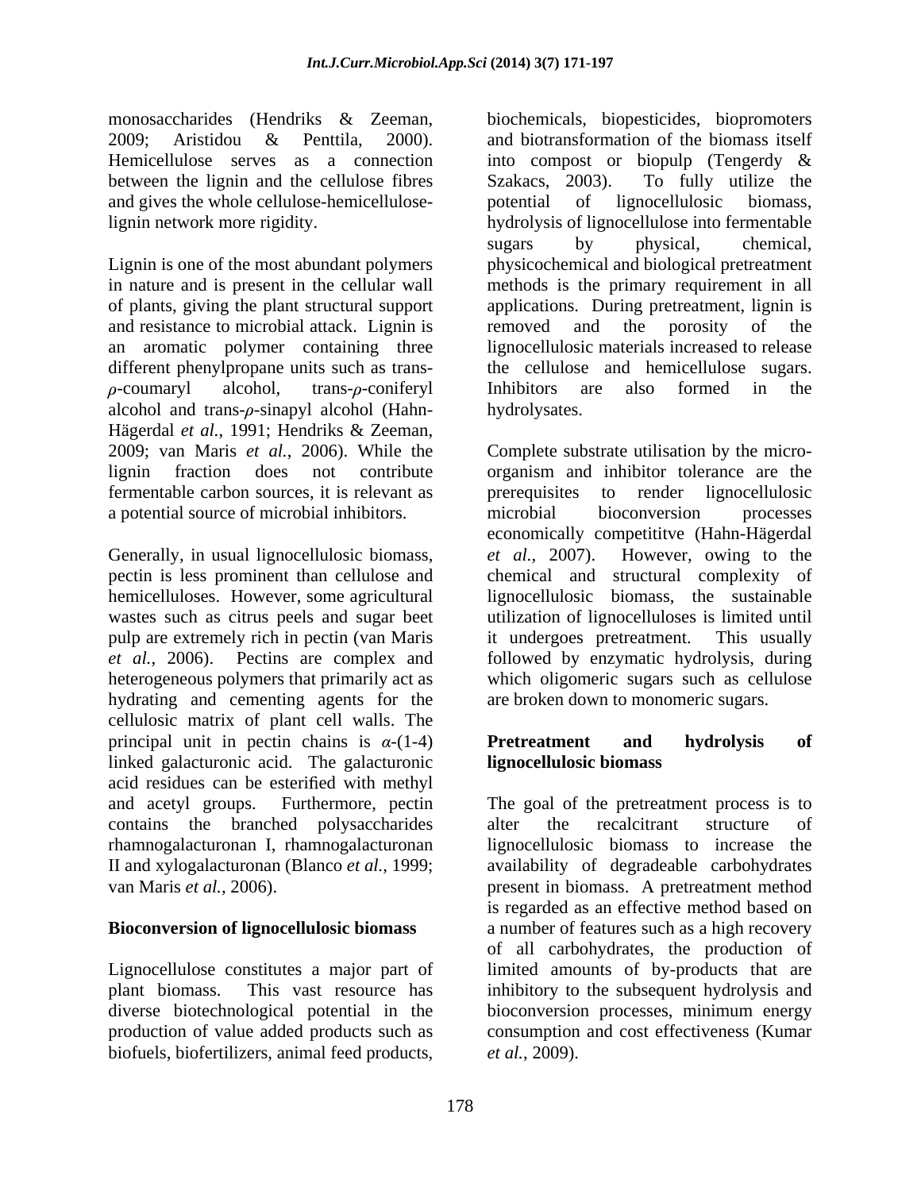monosaccharides (Hendriks & Zeeman, 2009; Aristidou & Penttila, 2000). Hemicellulose serves as a connection between the lignin and the cellulose fibres and gives the whole cellulose-hemicellulose-lignin network more rigidity.

Lignin is one of the most abundant polymers in nature and is present in the cellular wall of plants, giving the plant structural support and resistance to microbial attack. Lignin is an aromatic polymer containing three different phenylpropane units such as trans-$\rho$-coumaryl alcohol, trans-$\rho$-coniferyl alcohol and trans-$\rho$-sinapyl alcohol (Hahn-Hägerdal *et al.*, 1991; Hendriks & Zeeman, 2009; van Maris *et al.*, 2006). While the lignin fraction does not contribute fermentable carbon sources, it is relevant as a potential source of microbial inhibitors.

Generally, in usual lignocellulosic biomass, pectin is less prominent than cellulose and hemicelluloses. However, some agricultural wastes such as citrus peels and sugar beet pulp are extremely rich in pectin (van Maris *et al.*, 2006). Pectins are complex and heterogeneous polymers that primarily act as hydrating and cementing agents for the cellulosic matrix of plant cell walls. The principal unit in pectin chains is $\alpha$-(1-4) linked galacturonic acid. The galacturonic acid residues can be esterified with methyl and acetyl groups. Furthermore, pectin contains the branched polysaccharides rhamnogalacturonan I, rhamnogalacturonan II and xylogalacturonan (Blanco *et al.*, 1999; van Maris *et al.*, 2006).

## Bioconversion of lignocellulosic biomass

Lignocellulose constitutes a major part of plant biomass. This vast resource has diverse biotechnological potential in the production of value added products such as biofuels, biofertilizers, animal feed products, biochemicals, biopesticides, biopromoters and biotransformation of the biomass itself into compost or biopulp (Tengerdy & Szakacs, 2003). To fully utilize the potential of lignocellulosic biomass, hydrolysis of lignocellulose into fermentable sugars by physical, chemical, physicochemical and biological pretreatment methods is the primary requirement in all applications. During pretreatment, lignin is removed and the porosity of the lignocellulosic materials increased to release the cellulose and hemicellulose sugars. Inhibitors are also formed in the hydrolysates.

Complete substrate utilisation by the micro-organism and inhibitor tolerance are the prerequisites to render lignocellulosic microbial bioconversion processes economically competititve (Hahn-Hägerdal *et al.*, 2007). However, owing to the chemical and structural complexity of lignocellulosic biomass, the sustainable utilization of lignocelluloses is limited until it undergoes pretreatment. This usually followed by enzymatic hydrolysis, during which oligomeric sugars such as cellulose are broken down to monomeric sugars.

## Pretreatment and hydrolysis of lignocellulosic biomass

The goal of the pretreatment process is to alter the recalcitrant structure of lignocellulosic biomass to increase the availability of degradeable carbohydrates present in biomass. A pretreatment method is regarded as an effective method based on a number of features such as a high recovery of all carbohydrates, the production of limited amounts of by-products that are inhibitory to the subsequent hydrolysis and bioconversion processes, minimum energy consumption and cost effectiveness (Kumar *et al.*, 2009).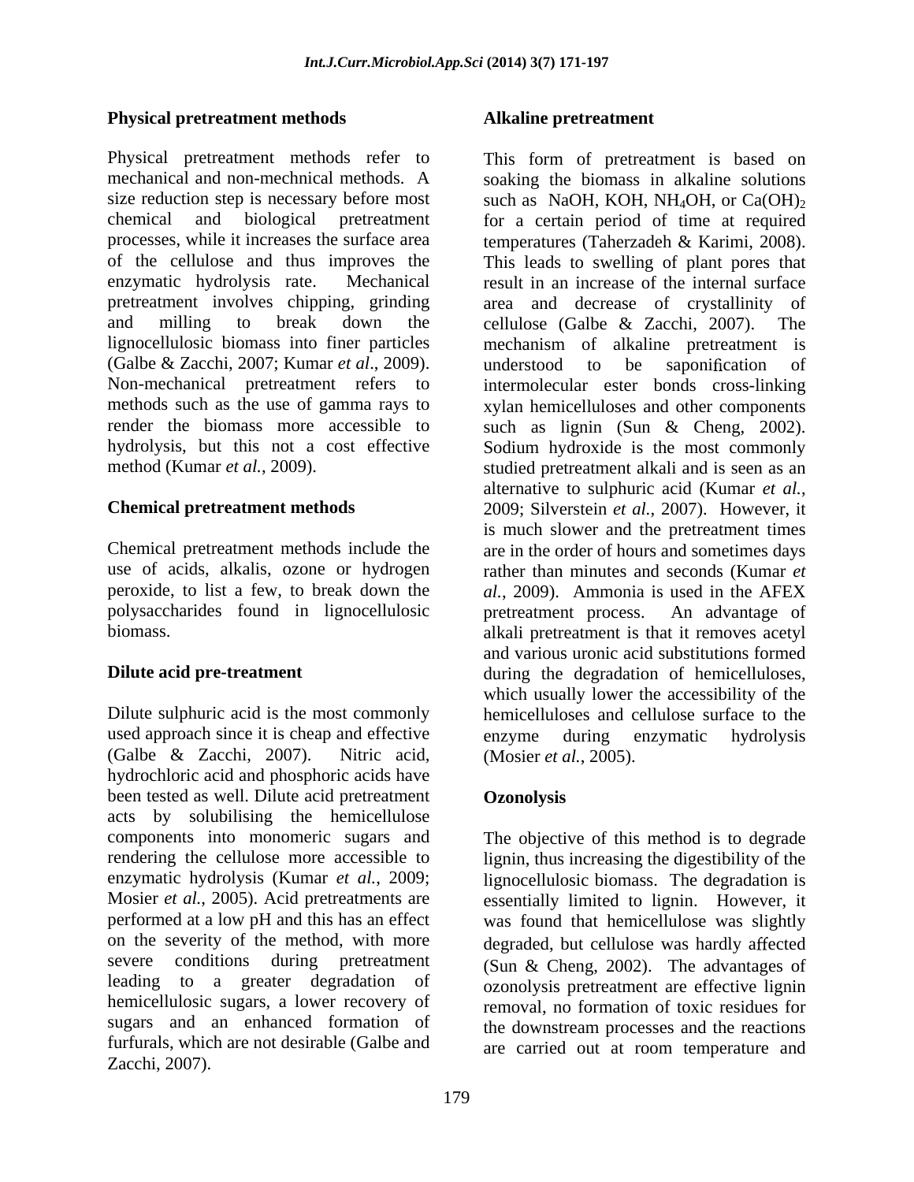## Physical pretreatment methods

Physical pretreatment methods refer to mechanical and non-mechnical methods. A size reduction step is necessary before most chemical and biological pretreatment processes, while it increases the surface area of the cellulose and thus improves the enzymatic hydrolysis rate. Mechanical pretreatment involves chipping, grinding and milling to break down the lignocellulosic biomass into finer particles (Galbe & Zacchi, 2007; Kumar *et al*., 2009). Non-mechanical pretreatment refers to methods such as the use of gamma rays to render the biomass more accessible to hydrolysis, but this not a cost effective method (Kumar *et al.*, 2009).

## Chemical pretreatment methods

Chemical pretreatment methods include the use of acids, alkalis, ozone or hydrogen peroxide, to list a few, to break down the polysaccharides found in lignocellulosic biomass.

## Dilute acid pre-treatment

Dilute sulphuric acid is the most commonly used approach since it is cheap and effective (Galbe & Zacchi, 2007). Nitric acid, hydrochloric acid and phosphoric acids have been tested as well. Dilute acid pretreatment acts by solubilising the hemicellulose components into monomeric sugars and rendering the cellulose more accessible to enzymatic hydrolysis (Kumar *et al.*, 2009; Mosier *et al.*, 2005). Acid pretreatments are performed at a low pH and this has an effect on the severity of the method, with more severe conditions during pretreatment leading to a greater degradation of hemicellulosic sugars, a lower recovery of sugars and an enhanced formation of furfurals, which are not desirable (Galbe and Zacchi, 2007).

## Alkaline pretreatment

This form of pretreatment is based on soaking the biomass in alkaline solutions such as NaOH, KOH, $NH_4OH$, or $Ca(OH)_2$ for a certain period of time at required temperatures (Taherzadeh & Karimi, 2008). This leads to swelling of plant pores that result in an increase of the internal surface area and decrease of crystallinity of cellulose (Galbe & Zacchi, 2007). The mechanism of alkaline pretreatment is understood to be saponification of intermolecular ester bonds cross-linking xylan hemicelluloses and other components such as lignin (Sun & Cheng, 2002). Sodium hydroxide is the most commonly studied pretreatment alkali and is seen as an alternative to sulphuric acid (Kumar *et al.*, 2009; Silverstein *et al.*, 2007). However, it is much slower and the pretreatment times are in the order of hours and sometimes days rather than minutes and seconds (Kumar *et al.*, 2009). Ammonia is used in the AFEX pretreatment process. An advantage of alkali pretreatment is that it removes acetyl and various uronic acid substitutions formed during the degradation of hemicelluloses, which usually lower the accessibility of the hemicelluloses and cellulose surface to the enzyme during enzymatic hydrolysis (Mosier *et al.*, 2005).

## Ozonolysis

The objective of this method is to degrade lignin, thus increasing the digestibility of the lignocellulosic biomass. The degradation is essentially limited to lignin. However, it was found that hemicellulose was slightly degraded, but cellulose was hardly affected (Sun & Cheng, 2002). The advantages of ozonolysis pretreatment are effective lignin removal, no formation of toxic residues for the downstream processes and the reactions are carried out at room temperature and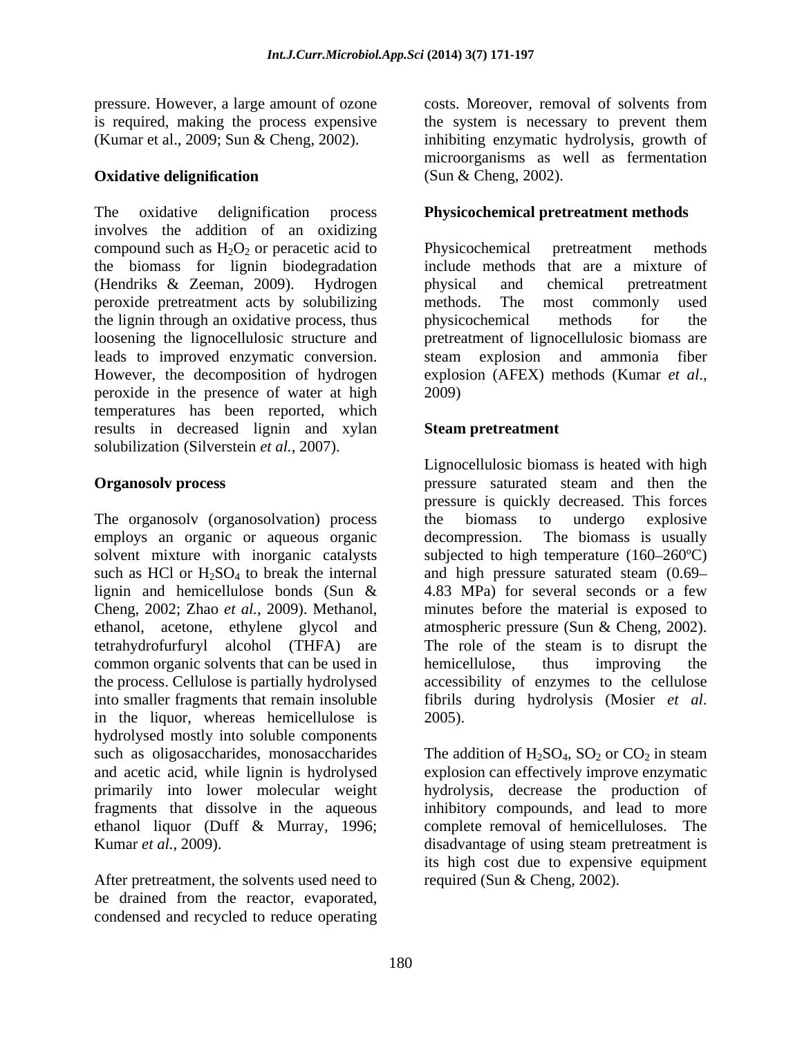pressure. However, a large amount of ozone is required, making the process expensive (Kumar et al., 2009; Sun & Cheng, 2002).

**Oxidative delignification**

The oxidative delignification process involves the addition of an oxidizing compound such as $H_2O_2$ or peracetic acid to the biomass for lignin biodegradation (Hendriks & Zeeman, 2009). Hydrogen peroxide pretreatment acts by solubilizing the lignin through an oxidative process, thus loosening the lignocellulosic structure and leads to improved enzymatic conversion. However, the decomposition of hydrogen peroxide in the presence of water at high temperatures has been reported, which results in decreased lignin and xylan solubilization (Silverstein *et al.*, 2007).

**Organosolv process**

The organosolv (organosolvation) process employs an organic or aqueous organic solvent mixture with inorganic catalysts such as HCl or $H_2SO_4$ to break the internal lignin and hemicellulose bonds (Sun & Cheng, 2002; Zhao *et al.*, 2009). Methanol, ethanol, acetone, ethylene glycol and tetrahydrofurfuryl alcohol (THFA) are common organic solvents that can be used in the process. Cellulose is partially hydrolysed into smaller fragments that remain insoluble in the liquor, whereas hemicellulose is hydrolysed mostly into soluble components such as oligosaccharides, monosaccharides and acetic acid, while lignin is hydrolysed primarily into lower molecular weight fragments that dissolve in the aqueous ethanol liquor (Duff & Murray, 1996; Kumar *et al.*, 2009).

After pretreatment, the solvents used need to be drained from the reactor, evaporated, condensed and recycled to reduce operating costs. Moreover, removal of solvents from the system is necessary to prevent them inhibiting enzymatic hydrolysis, growth of microorganisms as well as fermentation (Sun & Cheng, 2002).

**Physicochemical pretreatment methods**

Physicochemical pretreatment methods include methods that are a mixture of physical and chemical pretreatment methods. The most commonly used physicochemical methods for the pretreatment of lignocellulosic biomass are steam explosion and ammonia fiber explosion (AFEX) methods (Kumar *et al*., 2009)

**Steam pretreatment**

Lignocellulosic biomass is heated with high pressure saturated steam and then the pressure is quickly decreased. This forces the biomass to undergo explosive decompression. The biomass is usually subjected to high temperature (160–260ºC) and high pressure saturated steam (0.69–4.83 MPa) for several seconds or a few minutes before the material is exposed to atmospheric pressure (Sun & Cheng, 2002). The role of the steam is to disrupt the hemicellulose, thus improving the accessibility of enzymes to the cellulose fibrils during hydrolysis (Mosier *et al*. 2005).

The addition of $H_2SO_4$, $SO_2$ or $CO_2$ in steam explosion can effectively improve enzymatic hydrolysis, decrease the production of inhibitory compounds, and lead to more complete removal of hemicelluloses. The disadvantage of using steam pretreatment is its high cost due to expensive equipment required (Sun & Cheng, 2002).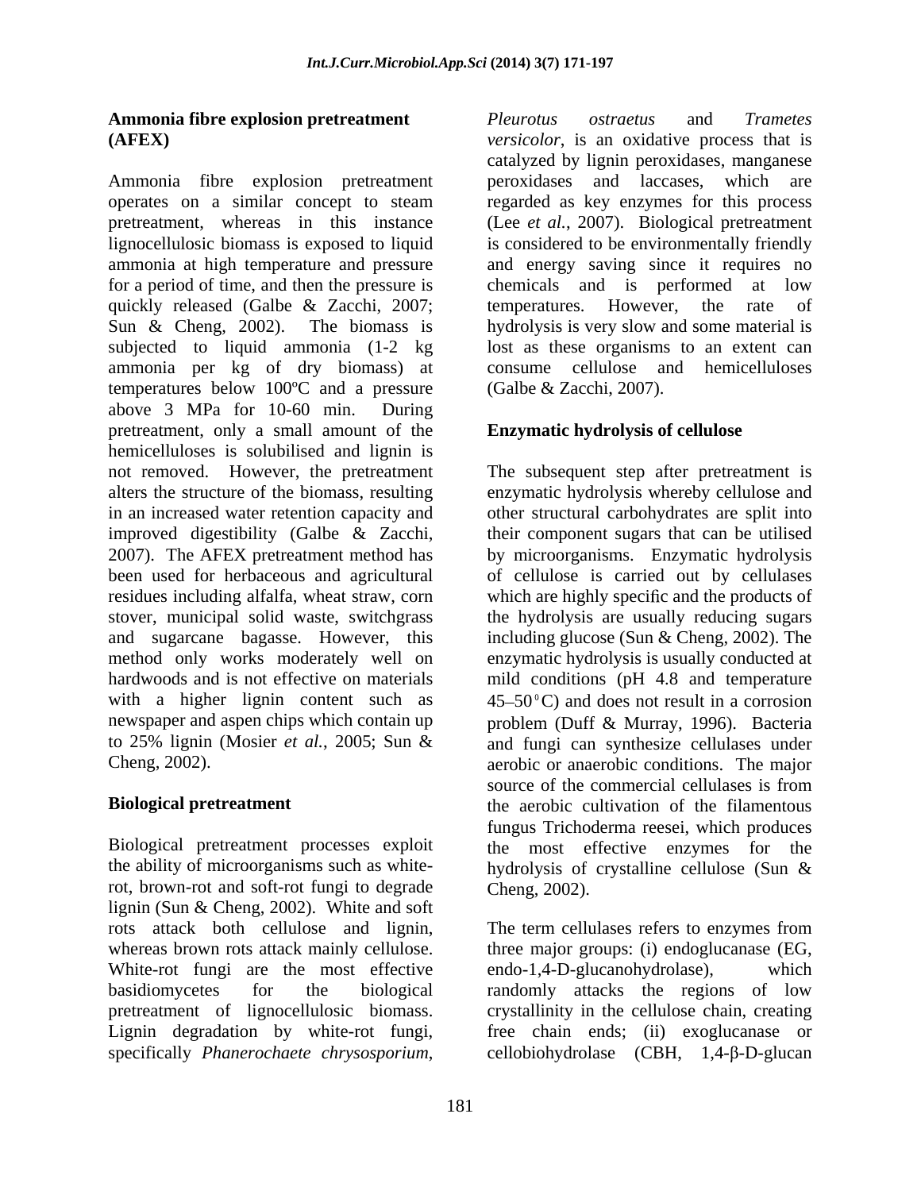### Ammonia fibre explosion pretreatment (AFEX)

Ammonia fibre explosion pretreatment operates on a similar concept to steam pretreatment, whereas in this instance lignocellulosic biomass is exposed to liquid ammonia at high temperature and pressure for a period of time, and then the pressure is quickly released (Galbe & Zacchi, 2007; Sun & Cheng, 2002). The biomass is subjected to liquid ammonia (1-2 kg ammonia per kg of dry biomass) at temperatures below 100ºC and a pressure above 3 MPa for 10-60 min. During pretreatment, only a small amount of the hemicelluloses is solubilised and lignin is not removed. However, the pretreatment alters the structure of the biomass, resulting in an increased water retention capacity and improved digestibility (Galbe & Zacchi, 2007). The AFEX pretreatment method has been used for herbaceous and agricultural residues including alfalfa, wheat straw, corn stover, municipal solid waste, switchgrass and sugarcane bagasse. However, this method only works moderately well on hardwoods and is not effective on materials with a higher lignin content such as newspaper and aspen chips which contain up to 25% lignin (Mosier *et al.*, 2005; Sun & Cheng, 2002).

### Biological pretreatment

Biological pretreatment processes exploit the ability of microorganisms such as white-rot, brown-rot and soft-rot fungi to degrade lignin (Sun & Cheng, 2002). White and soft rots attack both cellulose and lignin, whereas brown rots attack mainly cellulose. White-rot fungi are the most effective basidiomycetes for the biological pretreatment of lignocellulosic biomass. Lignin degradation by white-rot fungi, specifically *Phanerochaete chrysosporium*, *Pleurotus ostraetus* and *Trametes versicolor*, is an oxidative process that is catalyzed by lignin peroxidases, manganese peroxidases and laccases, which are regarded as key enzymes for this process (Lee *et al.*, 2007). Biological pretreatment is considered to be environmentally friendly and energy saving since it requires no chemicals and is performed at low temperatures. However, the rate of hydrolysis is very slow and some material is lost as these organisms to an extent can consume cellulose and hemicelluloses (Galbe & Zacchi, 2007).

### Enzymatic hydrolysis of cellulose

The subsequent step after pretreatment is enzymatic hydrolysis whereby cellulose and other structural carbohydrates are split into their component sugars that can be utilised by microorganisms. Enzymatic hydrolysis of cellulose is carried out by cellulases which are highly specific and the products of the hydrolysis are usually reducing sugars including glucose (Sun & Cheng, 2002). The enzymatic hydrolysis is usually conducted at mild conditions (pH 4.8 and temperature 45–50 $^{0}$C) and does not result in a corrosion problem (Duff & Murray, 1996). Bacteria and fungi can synthesize cellulases under aerobic or anaerobic conditions. The major source of the commercial cellulases is from the aerobic cultivation of the filamentous fungus Trichoderma reesei, which produces the most effective enzymes for the hydrolysis of crystalline cellulose (Sun & Cheng, 2002).

The term cellulases refers to enzymes from three major groups: (i) endoglucanase (EG, endo-1,4-D-glucanohydrolase), which randomly attacks the regions of low crystallinity in the cellulose chain, creating free chain ends; (ii) exoglucanase or cellobiohydrolase (CBH, 1,4-β-D-glucan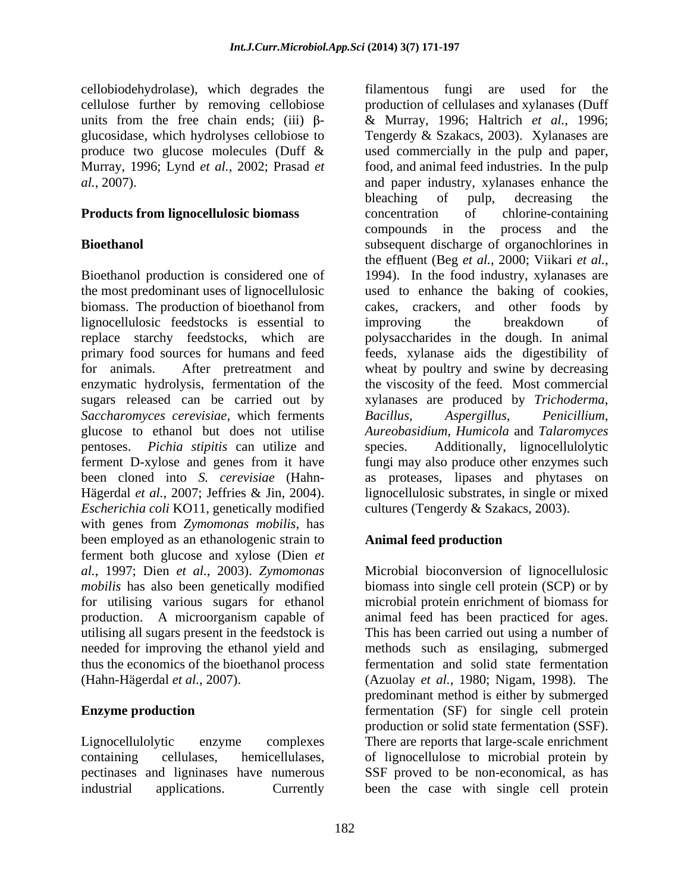cellobiodehydrolase), which degrades the cellulose further by removing cellobiose units from the free chain ends; (iii) β-glucosidase, which hydrolyses cellobiose to produce two glucose molecules (Duff & Murray, 1996; Lynd *et al.*, 2002; Prasad *et al.*, 2007).

## Products from lignocellulosic biomass

### Bioethanol

Bioethanol production is considered one of the most predominant uses of lignocellulosic biomass. The production of bioethanol from lignocellulosic feedstocks is essential to replace starchy feedstocks, which are primary food sources for humans and feed for animals. After pretreatment and enzymatic hydrolysis, fermentation of the sugars released can be carried out by *Saccharomyces cerevisiae*, which ferments glucose to ethanol but does not utilise pentoses. *Pichia stipitis* can utilize and ferment D-xylose and genes from it have been cloned into *S. cerevisiae* (Hahn-Hägerdal *et al.*, 2007; Jeffries & Jin, 2004). *Escherichia coli* KO11, genetically modified with genes from *Zymomonas mobilis*, has been employed as an ethanologenic strain to ferment both glucose and xylose (Dien *et al.*, 1997; Dien *et al.*, 2003). *Zymomonas mobilis* has also been genetically modified for utilising various sugars for ethanol production. A microorganism capable of utilising all sugars present in the feedstock is needed for improving the ethanol yield and thus the economics of the bioethanol process (Hahn-Hägerdal *et al.*, 2007).

### Enzyme production

Lignocellulolytic enzyme complexes containing cellulases, hemicellulases, pectinases and ligninases have numerous industrial applications. Currently filamentous fungi are used for the production of cellulases and xylanases (Duff & Murray, 1996; Haltrich *et al.*, 1996; Tengerdy & Szakacs, 2003). Xylanases are used commercially in the pulp and paper, food, and animal feed industries. In the pulp and paper industry, xylanases enhance the bleaching of pulp, decreasing the concentration of chlorine-containing compounds in the process and the subsequent discharge of organochlorines in the effluent (Beg *et al.*, 2000; Viikari *et al.*, 1994). In the food industry, xylanases are used to enhance the baking of cookies, cakes, crackers, and other foods by improving the breakdown of polysaccharides in the dough. In animal feeds, xylanase aids the digestibility of wheat by poultry and swine by decreasing the viscosity of the feed. Most commercial xylanases are produced by *Trichoderma*, *Bacillus*, *Aspergillus*, *Penicillium*, *Aureobasidium*, *Humicola* and *Talaromyces* species. Additionally, lignocellulolytic fungi may also produce other enzymes such as proteases, lipases and phytases on lignocellulosic substrates, in single or mixed cultures (Tengerdy & Szakacs, 2003).

### Animal feed production

Microbial bioconversion of lignocellulosic biomass into single cell protein (SCP) or by microbial protein enrichment of biomass for animal feed has been practiced for ages. This has been carried out using a number of methods such as ensilaging, submerged fermentation and solid state fermentation (Azuolay *et al.*, 1980; Nigam, 1998). The predominant method is either by submerged fermentation (SF) for single cell protein production or solid state fermentation (SSF). There are reports that large-scale enrichment of lignocellulose to microbial protein by SSF proved to be non-economical, as has been the case with single cell protein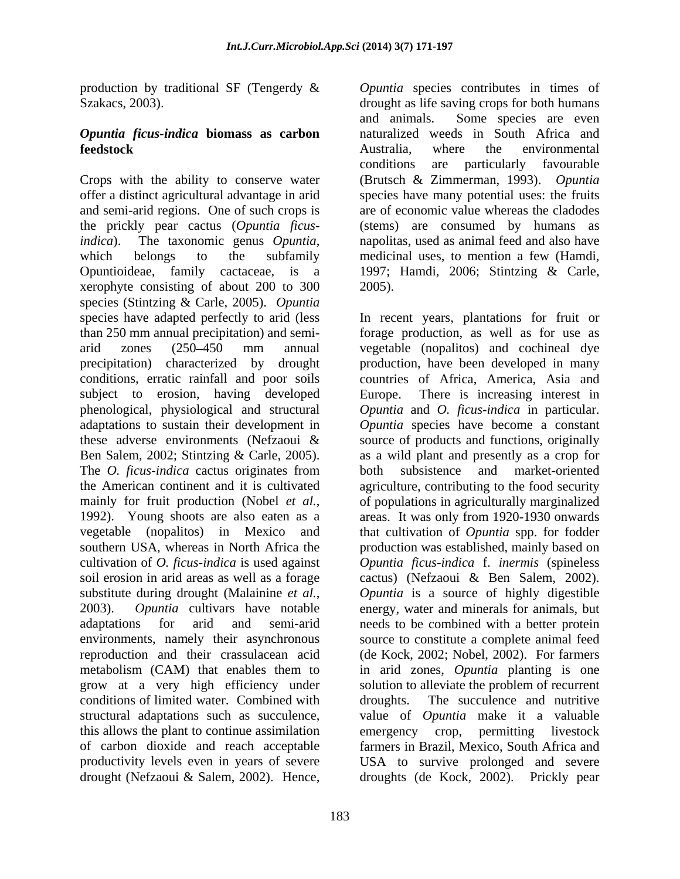production by traditional SF (Tengerdy & Szakacs, 2003).

### *Opuntia ficus-indica* biomass as carbon feedstock

Crops with the ability to conserve water offer a distinct agricultural advantage in arid and semi-arid regions. One of such crops is the prickly pear cactus (*Opuntia ficus-indica*). The taxonomic genus *Opuntia*, which belongs to the subfamily Opuntioideae, family cactaceae, is a xerophyte consisting of about 200 to 300 species (Stintzing & Carle, 2005). *Opuntia* species have adapted perfectly to arid (less than 250 mm annual precipitation) and semi-arid zones (250–450 mm annual precipitation) characterized by drought conditions, erratic rainfall and poor soils subject to erosion, having developed phenological, physiological and structural adaptations to sustain their development in these adverse environments (Nefzaoui & Ben Salem, 2002; Stintzing & Carle, 2005). The *O. ficus-indica* cactus originates from the American continent and it is cultivated mainly for fruit production (Nobel *et al.*, 1992). Young shoots are also eaten as a vegetable (nopalitos) in Mexico and southern USA, whereas in North Africa the cultivation of *O. ficus-indica* is used against soil erosion in arid areas as well as a forage substitute during drought (Malainine *et al.*, 2003). *Opuntia* cultivars have notable adaptations for arid and semi-arid environments, namely their asynchronous reproduction and their crassulacean acid metabolism (CAM) that enables them to grow at a very high efficiency under conditions of limited water. Combined with structural adaptations such as succulence, this allows the plant to continue assimilation of carbon dioxide and reach acceptable productivity levels even in years of severe drought (Nefzaoui & Salem, 2002). Hence, *Opuntia* species contributes in times of drought as life saving crops for both humans and animals. Some species are even naturalized weeds in South Africa and Australia, where the environmental conditions are particularly favourable (Brutsch & Zimmerman, 1993). *Opuntia* species have many potential uses: the fruits are of economic value whereas the cladodes (stems) are consumed by humans as napolitas, used as animal feed and also have medicinal uses, to mention a few (Hamdi, 1997; Hamdi, 2006; Stintzing & Carle, 2005).

In recent years, plantations for fruit or forage production, as well as for use as vegetable (nopalitos) and cochineal dye production, have been developed in many countries of Africa, America, Asia and Europe. There is increasing interest in *Opuntia* and *O. ficus-indica* in particular. *Opuntia* species have become a constant source of products and functions, originally as a wild plant and presently as a crop for both subsistence and market-oriented agriculture, contributing to the food security of populations in agriculturally marginalized areas. It was only from 1920-1930 onwards that cultivation of *Opuntia* spp. for fodder production was established, mainly based on *Opuntia ficus-indica* f. *inermis* (spineless cactus) (Nefzaoui & Ben Salem, 2002). *Opuntia* is a source of highly digestible energy, water and minerals for animals, but needs to be combined with a better protein source to constitute a complete animal feed (de Kock, 2002; Nobel, 2002). For farmers in arid zones, *Opuntia* planting is one solution to alleviate the problem of recurrent droughts. The succulence and nutritive value of *Opuntia* make it a valuable emergency crop, permitting livestock farmers in Brazil, Mexico, South Africa and USA to survive prolonged and severe droughts (de Kock, 2002). Prickly pear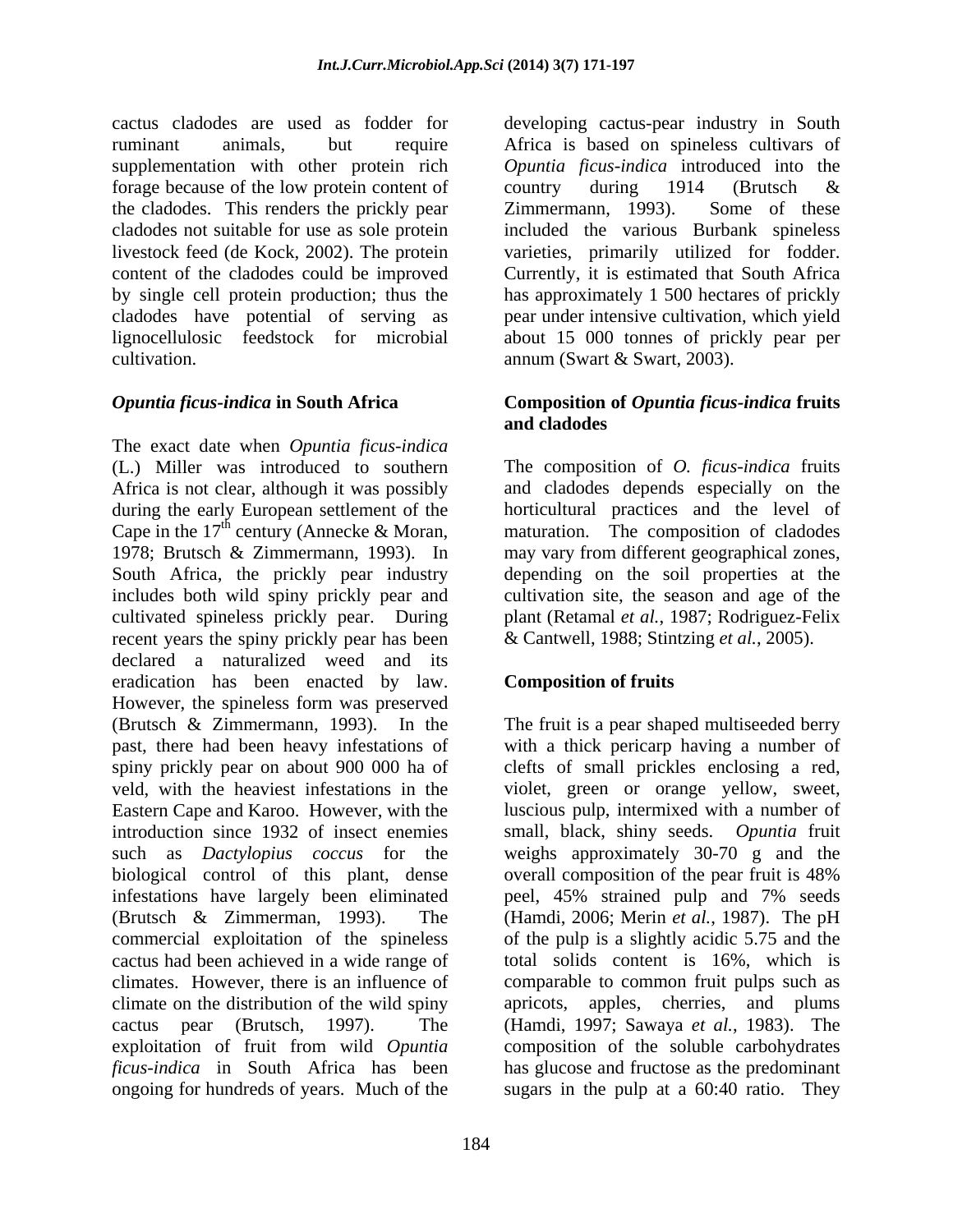cactus cladodes are used as fodder for ruminant animals, but require supplementation with other protein rich forage because of the low protein content of the cladodes. This renders the prickly pear cladodes not suitable for use as sole protein livestock feed (de Kock, 2002). The protein content of the cladodes could be improved by single cell protein production; thus the cladodes have potential of serving as lignocellulosic feedstock for microbial cultivation.

## *Opuntia ficus-indica* in South Africa

The exact date when *Opuntia ficus-indica* (L.) Miller was introduced to southern Africa is not clear, although it was possibly during the early European settlement of the Cape in the 17th century (Annecke & Moran, 1978; Brutsch & Zimmermann, 1993). In South Africa, the prickly pear industry includes both wild spiny prickly pear and cultivated spineless prickly pear. During recent years the spiny prickly pear has been declared a naturalized weed and its eradication has been enacted by law. However, the spineless form was preserved (Brutsch & Zimmermann, 1993). In the past, there had been heavy infestations of spiny prickly pear on about 900 000 ha of veld, with the heaviest infestations in the Eastern Cape and Karoo. However, with the introduction since 1932 of insect enemies such as *Dactylopius coccus* for the biological control of this plant, dense infestations have largely been eliminated (Brutsch & Zimmerman, 1993). The commercial exploitation of the spineless cactus had been achieved in a wide range of climates. However, there is an influence of climate on the distribution of the wild spiny cactus pear (Brutsch, 1997). The exploitation of fruit from wild *Opuntia ficus-indica* in South Africa has been ongoing for hundreds of years. Much of the developing cactus-pear industry in South Africa is based on spineless cultivars of *Opuntia ficus-indica* introduced into the country during 1914 (Brutsch & Zimmermann, 1993). Some of these included the various Burbank spineless varieties, primarily utilized for fodder. Currently, it is estimated that South Africa has approximately 1 500 hectares of prickly pear under intensive cultivation, which yield about 15 000 tonnes of prickly pear per annum (Swart & Swart, 2003).

## Composition of *Opuntia ficus-indica* fruits and cladodes

The composition of *O. ficus-indica* fruits and cladodes depends especially on the horticultural practices and the level of maturation. The composition of cladodes may vary from different geographical zones, depending on the soil properties at the cultivation site, the season and age of the plant (Retamal *et al.*, 1987; Rodriguez-Felix & Cantwell, 1988; Stintzing *et al.*, 2005).

### Composition of fruits

The fruit is a pear shaped multiseeded berry with a thick pericarp having a number of clefts of small prickles enclosing a red, violet, green or orange yellow, sweet, luscious pulp, intermixed with a number of small, black, shiny seeds. *Opuntia* fruit weighs approximately 30-70 g and the overall composition of the pear fruit is 48% peel, 45% strained pulp and 7% seeds (Hamdi, 2006; Merin *et al.*, 1987). The pH of the pulp is a slightly acidic 5.75 and the total solids content is 16%, which is comparable to common fruit pulps such as apricots, apples, cherries, and plums (Hamdi, 1997; Sawaya *et al.*, 1983). The composition of the soluble carbohydrates has glucose and fructose as the predominant sugars in the pulp at a 60:40 ratio. They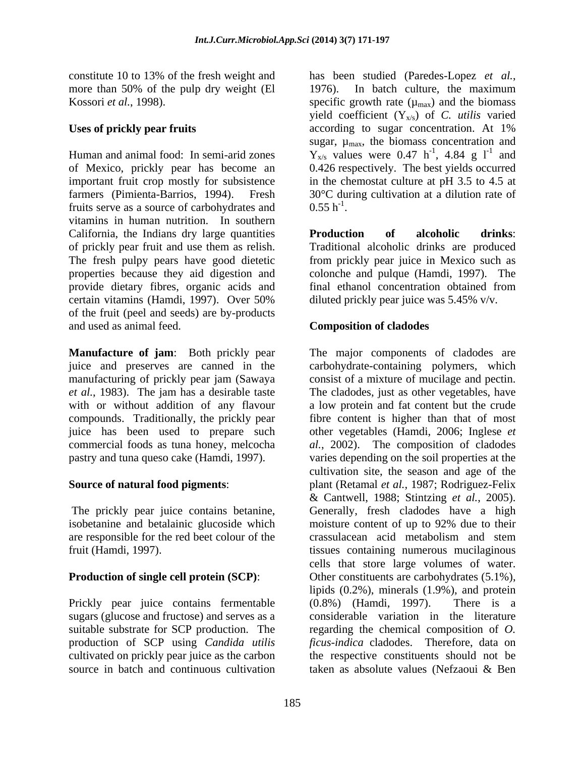constitute 10 to 13% of the fresh weight and more than 50% of the pulp dry weight (El Kossori *et al.*, 1998).

## Uses of prickly pear fruits

Human and animal food: In semi-arid zones of Mexico, prickly pear has become an important fruit crop mostly for subsistence farmers (Pimienta-Barrios, 1994). Fresh fruits serve as a source of carbohydrates and vitamins in human nutrition. In southern California, the Indians dry large quantities of prickly pear fruit and use them as relish. The fresh pulpy pears have good dietetic properties because they aid digestion and provide dietary fibres, organic acids and certain vitamins (Hamdi, 1997). Over 50% of the fruit (peel and seeds) are by-products and used as animal feed.

**Manufacture of jam**: Both prickly pear juice and preserves are canned in the manufacturing of prickly pear jam (Sawaya *et al.*, 1983). The jam has a desirable taste with or without addition of any flavour compounds. Traditionally, the prickly pear juice has been used to prepare such commercial foods as tuna honey, melcocha pastry and tuna queso cake (Hamdi, 1997).

**Source of natural food pigments**:

The prickly pear juice contains betanine, isobetanine and betalainic glucoside which are responsible for the red beet colour of the fruit (Hamdi, 1997).

**Production of single cell protein (SCP)**:

Prickly pear juice contains fermentable sugars (glucose and fructose) and serves as a suitable substrate for SCP production. The production of SCP using *Candida utilis* cultivated on prickly pear juice as the carbon source in batch and continuous cultivation has been studied (Paredes-Lopez *et al.*, 1976). In batch culture, the maximum specific growth rate ($\mu_{max}$) and the biomass yield coefficient ($Y_{x/s}$) of *C. utilis* varied according to sugar concentration. At 1% sugar, $\mu_{max}$, the biomass concentration and $Y_{x/s}$ values were 0.47 $h^{-1}$, 4.84 g $l^{-1}$ and 0.426 respectively. The best yields occurred in the chemostat culture at pH 3.5 to 4.5 at 30°C during cultivation at a dilution rate of 0.55 $h^{-1}$.

**Production of alcoholic drinks**: Traditional alcoholic drinks are produced from prickly pear juice in Mexico such as colonche and pulque (Hamdi, 1997). The final ethanol concentration obtained from diluted prickly pear juice was 5.45% v/v.

## Composition of cladodes

The major components of cladodes are carbohydrate-containing polymers, which consist of a mixture of mucilage and pectin. The cladodes, just as other vegetables, have a low protein and fat content but the crude fibre content is higher than that of most other vegetables (Hamdi, 2006; Inglese *et al.*, 2002). The composition of cladodes varies depending on the soil properties at the cultivation site, the season and age of the plant (Retamal *et al.*, 1987; Rodriguez-Felix & Cantwell, 1988; Stintzing *et al.*, 2005). Generally, fresh cladodes have a high moisture content of up to 92% due to their crassulacean acid metabolism and stem tissues containing numerous mucilaginous cells that store large volumes of water. Other constituents are carbohydrates (5.1%), lipids (0.2%), minerals (1.9%), and protein (0.8%) (Hamdi, 1997). There is a considerable variation in the literature regarding the chemical composition of *O. ficus-indica* cladodes. Therefore, data on the respective constituents should not be taken as absolute values (Nefzaoui & Ben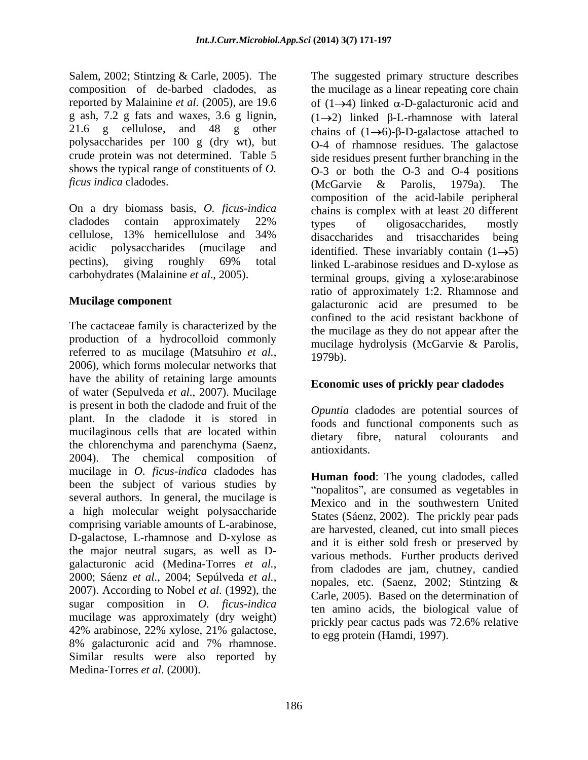Salem, 2002; Stintzing & Carle, 2005). The composition of de-barbed cladodes, as reported by Malainine *et al.* (2005), are 19.6 g ash, 7.2 g fats and waxes, 3.6 g lignin, 21.6 g cellulose, and 48 g other polysaccharides per 100 g (dry wt), but crude protein was not determined. Table 5 shows the typical range of constituents of *O. ficus indica* cladodes.

On a dry biomass basis, *O. ficus-indica* cladodes contain approximately 22% cellulose, 13% hemicellulose and 34% acidic polysaccharides (mucilage and pectins), giving roughly 69% total carbohydrates (Malainine *et al*., 2005).

**Mucilage component**

The cactaceae family is characterized by the production of a hydrocolloid commonly referred to as mucilage (Matsuhiro *et al.*, 2006), which forms molecular networks that have the ability of retaining large amounts of water (Sepulveda *et al*., 2007). Mucilage is present in both the cladode and fruit of the plant. In the cladode it is stored in mucilaginous cells that are located within the chlorenchyma and parenchyma (Saenz, 2004). The chemical composition of mucilage in *O. ficus-indica* cladodes has been the subject of various studies by several authors. In general, the mucilage is a high molecular weight polysaccharide comprising variable amounts of L-arabinose, D-galactose, L-rhamnose and D-xylose as the major neutral sugars, as well as D-galacturonic acid (Medina-Torres *et al.*, 2000; Sáenz *et al*., 2004; Sepúlveda *et al.*, 2007). According to Nobel *et al*. (1992), the sugar composition in *O. ficus-indica* mucilage was approximately (dry weight) 42% arabinose, 22% xylose, 21% galactose, 8% galacturonic acid and 7% rhamnose. Similar results were also reported by Medina-Torres *et al*. (2000).

The suggested primary structure describes the mucilage as a linear repeating core chain of $(1\rightarrow4)$ linked $\alpha$-D-galacturonic acid and $(1\rightarrow2)$ linked $\beta$-L-rhamnose with lateral chains of $(1\rightarrow6)$-$\beta$-D-galactose attached to O-4 of rhamnose residues. The galactose side residues present further branching in the O-3 or both the O-3 and O-4 positions (McGarvie & Parolis, 1979a). The composition of the acid-labile peripheral chains is complex with at least 20 different types of oligosaccharides, mostly disaccharides and trisaccharides being identified. These invariably contain $(1\rightarrow5)$ linked L-arabinose residues and D-xylose as terminal groups, giving a xylose:arabinose ratio of approximately 1:2. Rhamnose and galacturonic acid are presumed to be confined to the acid resistant backbone of the mucilage as they do not appear after the mucilage hydrolysis (McGarvie & Parolis, 1979b).

**Economic uses of prickly pear cladodes**

*Opuntia* cladodes are potential sources of foods and functional components such as dietary fibre, natural colourants and antioxidants.

**Human food**: The young cladodes, called "nopalitos", are consumed as vegetables in Mexico and in the southwestern United States (Sáenz, 2002). The prickly pear pads are harvested, cleaned, cut into small pieces and it is either sold fresh or preserved by various methods. Further products derived from cladodes are jam, chutney, candied nopales, etc. (Saenz, 2002; Stintzing & Carle, 2005). Based on the determination of ten amino acids, the biological value of prickly pear cactus pads was 72.6% relative to egg protein (Hamdi, 1997).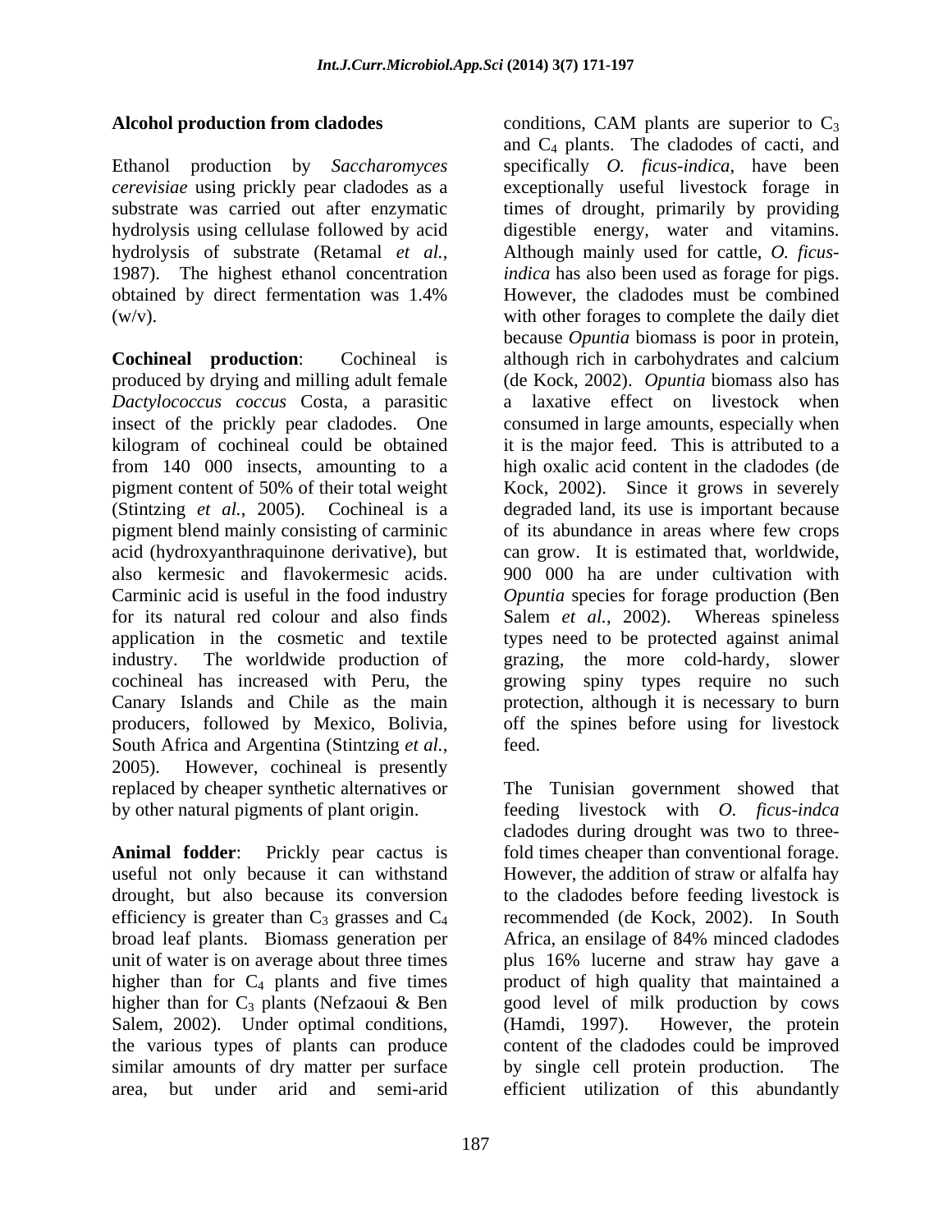**Alcohol production from cladodes**

Ethanol production by *Saccharomyces cerevisiae* using prickly pear cladodes as a substrate was carried out after enzymatic hydrolysis using cellulase followed by acid hydrolysis of substrate (Retamal *et al.*, 1987). The highest ethanol concentration obtained by direct fermentation was 1.4% (w/v).

**Cochineal production**: Cochineal is produced by drying and milling adult female *Dactylococcus coccus* Costa, a parasitic insect of the prickly pear cladodes. One kilogram of cochineal could be obtained from 140 000 insects, amounting to a pigment content of 50% of their total weight (Stintzing *et al.*, 2005). Cochineal is a pigment blend mainly consisting of carminic acid (hydroxyanthraquinone derivative), but also kermesic and flavokermesic acids. Carminic acid is useful in the food industry for its natural red colour and also finds application in the cosmetic and textile industry. The worldwide production of cochineal has increased with Peru, the Canary Islands and Chile as the main producers, followed by Mexico, Bolivia, South Africa and Argentina (Stintzing *et al.*, 2005). However, cochineal is presently replaced by cheaper synthetic alternatives or by other natural pigments of plant origin.

**Animal fodder**: Prickly pear cactus is useful not only because it can withstand drought, but also because its conversion efficiency is greater than $C_3$ grasses and $C_4$ broad leaf plants. Biomass generation per unit of water is on average about three times higher than for $C_4$ plants and five times higher than for $C_3$ plants (Nefzaoui & Ben Salem, 2002). Under optimal conditions, the various types of plants can produce similar amounts of dry matter per surface area, but under arid and semi-arid conditions, CAM plants are superior to $C_3$ and $C_4$ plants. The cladodes of cacti, and specifically *O. ficus-indica*, have been exceptionally useful livestock forage in times of drought, primarily by providing digestible energy, water and vitamins. Although mainly used for cattle, *O. ficus-indica* has also been used as forage for pigs. However, the cladodes must be combined with other forages to complete the daily diet because *Opuntia* biomass is poor in protein, although rich in carbohydrates and calcium (de Kock, 2002). *Opuntia* biomass also has a laxative effect on livestock when consumed in large amounts, especially when it is the major feed. This is attributed to a high oxalic acid content in the cladodes (de Kock, 2002). Since it grows in severely degraded land, its use is important because of its abundance in areas where few crops can grow. It is estimated that, worldwide, 900 000 ha are under cultivation with *Opuntia* species for forage production (Ben Salem *et al.*, 2002). Whereas spineless types need to be protected against animal grazing, the more cold-hardy, slower growing spiny types require no such protection, although it is necessary to burn off the spines before using for livestock feed.

The Tunisian government showed that feeding livestock with *O. ficus-indca* cladodes during drought was two to three-fold times cheaper than conventional forage. However, the addition of straw or alfalfa hay to the cladodes before feeding livestock is recommended (de Kock, 2002). In South Africa, an ensilage of 84% minced cladodes plus 16% lucerne and straw hay gave a product of high quality that maintained a good level of milk production by cows (Hamdi, 1997). However, the protein content of the cladodes could be improved by single cell protein production. The efficient utilization of this abundantly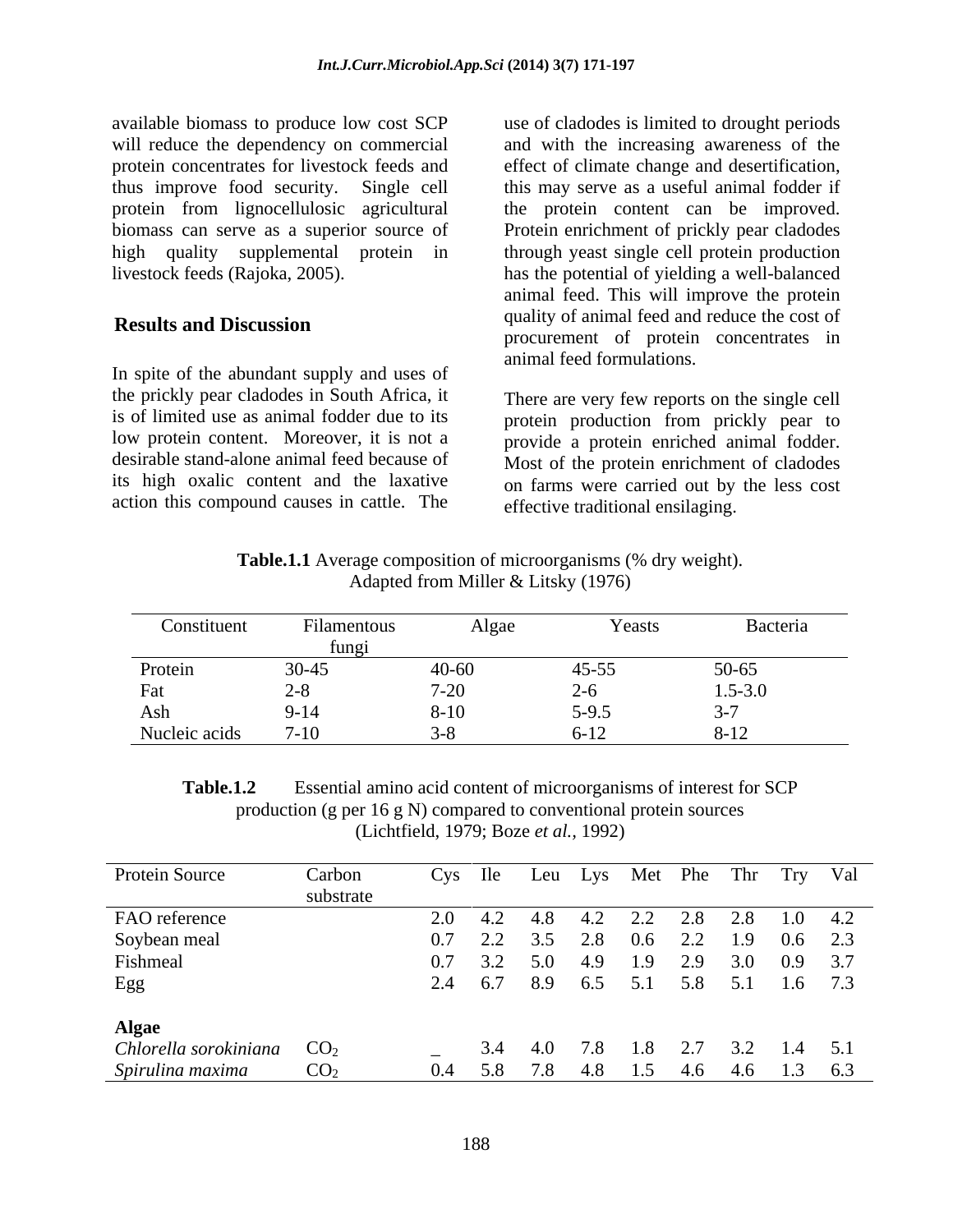available biomass to produce low cost SCP will reduce the dependency on commercial protein concentrates for livestock feeds and thus improve food security. Single cell protein from lignocellulosic agricultural biomass can serve as a superior source of high quality supplemental protein in livestock feeds (Rajoka, 2005).

## Results and Discussion

In spite of the abundant supply and uses of the prickly pear cladodes in South Africa, it is of limited use as animal fodder due to its low protein content. Moreover, it is not a desirable stand-alone animal feed because of its high oxalic content and the laxative action this compound causes in cattle. The use of cladodes is limited to drought periods and with the increasing awareness of the effect of climate change and desertification, this may serve as a useful animal fodder if the protein content can be improved. Protein enrichment of prickly pear cladodes through yeast single cell protein production has the potential of yielding a well-balanced animal feed. This will improve the protein quality of animal feed and reduce the cost of procurement of protein concentrates in animal feed formulations.

There are very few reports on the single cell protein production from prickly pear to provide a protein enriched animal fodder. Most of the protein enrichment of cladodes on farms were carried out by the less cost effective traditional ensilaging.

**Table.1.1** Average composition of microorganisms (% dry weight). Adapted from Miller & Litsky (1976)

| Constituent | Filamentous fungi | Algae | Yeasts | Bacteria |
|---|---|---|---|---|
| Protein | 30-45 | 40-60 | 45-55 | 50-65 |
| Fat | 2-8 | 7-20 | 2-6 | 1.5-3.0 |
| Ash | 9-14 | 8-10 | 5-9.5 | 3-7 |
| Nucleic acids | 7-10 | 3-8 | 6-12 | 8-12 |

**Table.1.2** Essential amino acid content of microorganisms of interest for SCP production (g per 16 g N) compared to conventional protein sources (Lichtfield, 1979; Boze *et al.*, 1992)

| Protein Source | Carbon substrate | Cys | Ile | Leu | Lys | Met | Phe | Thr | Try | Val |
|---|---|---|---|---|---|---|---|---|---|---|
| FAO reference | | 2.0 | 4.2 | 4.8 | 4.2 | 2.2 | 2.8 | 2.8 | 1.0 | 4.2 |
| Soybean meal | | 0.7 | 2.2 | 3.5 | 2.8 | 0.6 | 2.2 | 1.9 | 0.6 | 2.3 |
| Fishmeal | | 0.7 | 3.2 | 5.0 | 4.9 | 1.9 | 2.9 | 3.0 | 0.9 | 3.7 |
| Egg | | 2.4 | 6.7 | 8.9 | 6.5 | 5.1 | 5.8 | 5.1 | 1.6 | 7.3 |
| **Algae** | | | | | | | | | | |
| *Chlorella sorokiniana* | $CO_2$ | _ | 3.4 | 4.0 | 7.8 | 1.8 | 2.7 | 3.2 | 1.4 | 5.1 |
| *Spirulina maxima* | $CO_2$ | 0.4 | 5.8 | 7.8 | 4.8 | 1.5 | 4.6 | 4.6 | 1.3 | 6.3 |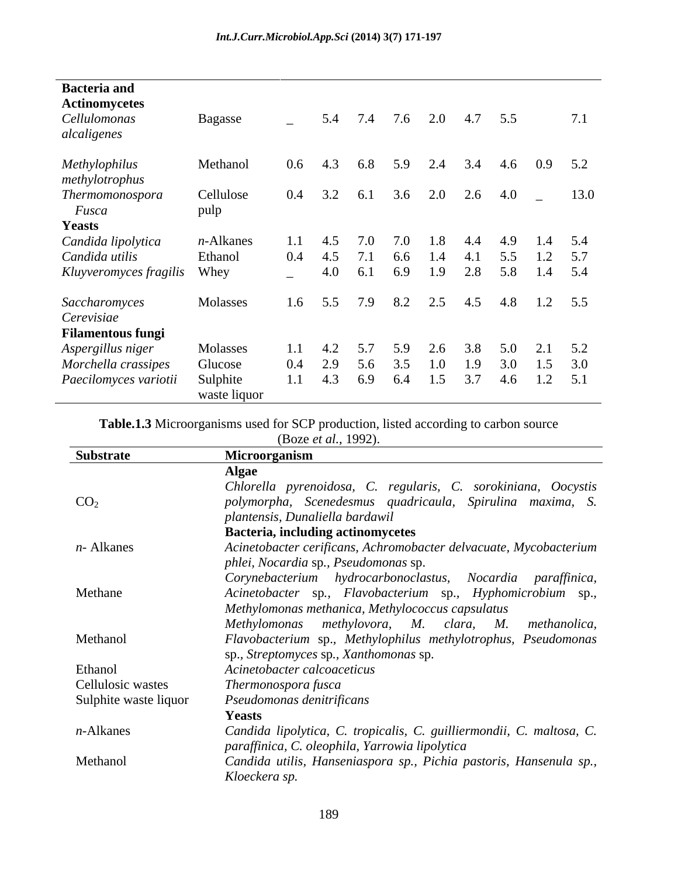| | | | | | | | | | | |
|---|---|---|---|---|---|---|---|---|---|---|
| **Bacteria and Actinomycetes** | | | | | | | | | | |
| *Cellulomonas alcaligenes* | Bagasse | _ | 5.4 | 7.4 | 7.6 | 2.0 | 4.7 | 5.5 | | 7.1 |
| *Methylophilus methylotrophus* | Methanol | 0.6 | 4.3 | 6.8 | 5.9 | 2.4 | 3.4 | 4.6 | 0.9 | 5.2 |
| *Thermomonospora Fusca* | Cellulose pulp | 0.4 | 3.2 | 6.1 | 3.6 | 2.0 | 2.6 | 4.0 | _ | 13.0 |
| **Yeasts** | | | | | | | | | | |
| *Candida lipolytica* | *n*-Alkanes | 1.1 | 4.5 | 7.0 | 7.0 | 1.8 | 4.4 | 4.9 | 1.4 | 5.4 |
| *Candida utilis* | Ethanol | 0.4 | 4.5 | 7.1 | 6.6 | 1.4 | 4.1 | 5.5 | 1.2 | 5.7 |
| *Kluyveromyces fragilis* | Whey | _ | 4.0 | 6.1 | 6.9 | 1.9 | 2.8 | 5.8 | 1.4 | 5.4 |
| *Saccharomyces Cerevisiae* | Molasses | 1.6 | 5.5 | 7.9 | 8.2 | 2.5 | 4.5 | 4.8 | 1.2 | 5.5 |
| **Filamentous fungi** | | | | | | | | | | |
| *Aspergillus niger* | Molasses | 1.1 | 4.2 | 5.7 | 5.9 | 2.6 | 3.8 | 5.0 | 2.1 | 5.2 |
| *Morchella crassipes* | Glucose | 0.4 | 2.9 | 5.6 | 3.5 | 1.0 | 1.9 | 3.0 | 1.5 | 3.0 |
| *Paecilomyces variotii* | Sulphite waste liquor | 1.1 | 4.3 | 6.9 | 6.4 | 1.5 | 3.7 | 4.6 | 1.2 | 5.1 |

**Table.1.3** Microorganisms used for SCP production, listed according to carbon source (Boze *et al*., 1992).

| Substrate | Microorganism |
|---|---|
| | **Algae** |
| $CO_2$ | *Chlorella pyrenoidosa, C. regularis, C. sorokiniana, Oocystis polymorpha, Scenedesmus quadricaula, Spirulina maxima, S. plantensis, Dunaliella bardawil* |
| | **Bacteria, including actinomycetes** |
| *n*- Alkanes | *Acinetobacter cerificans, Achromobacter delvacuate, Mycobacterium phlei, Nocardia* sp., *Pseudomonas* sp. |
| Methane | *Corynebacterium hydrocarbonoclastus, Nocardia paraffinica, Acinetobacter* sp., *Flavobacterium* sp., *Hyphomicrobium* sp., *Methylomonas methanica, Methylococcus capsulatus* |
| Methanol | *Methylomonas methylovora, M. clara, M. methanolica, Flavobacterium* sp., *Methylophilus methylotrophus, Pseudomonas* sp., *Streptomyces* sp., *Xanthomonas* sp. |
| Ethanol | *Acinetobacter calcoaceticus* |
| Cellulosic wastes | *Thermonospora fusca* |
| Sulphite waste liquor | *Pseudomonas denitrificans* |
| | **Yeasts** |
| *n*-Alkanes | *Candida lipolytica, C. tropicalis, C. guilliermondii, C. maltosa, C. paraffinica, C. oleophila, Yarrowia lipolytica* |
| Methanol | *Candida utilis, Hanseniaspora sp., Pichia pastoris, Hansenula sp., Kloeckera sp.* |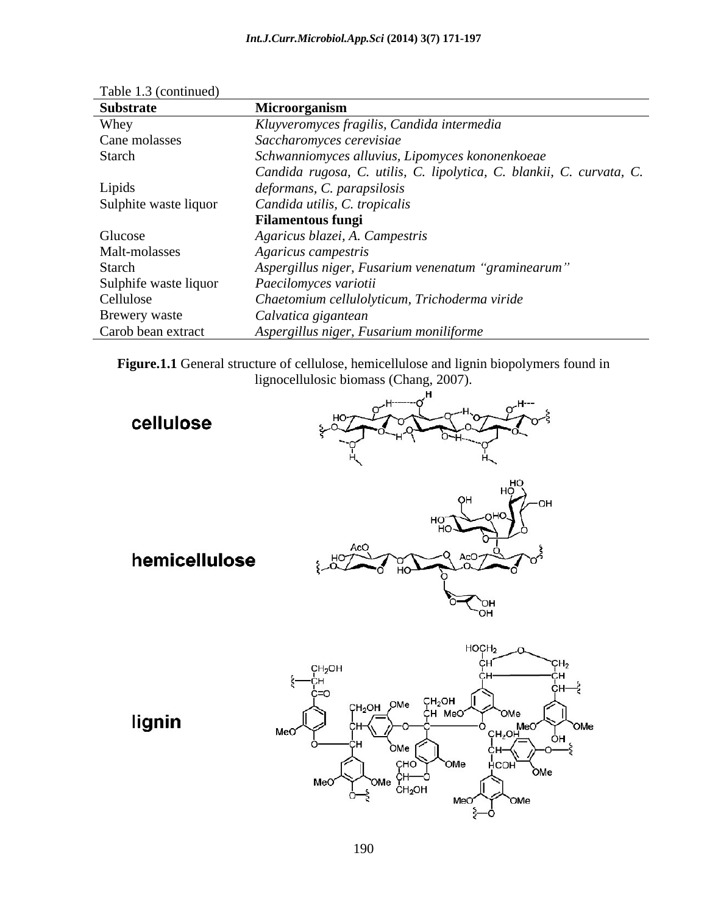Table 1.3 (continued)

| Substrate | Microorganism |
|---|---|
| Whey | *Kluyveromyces fragilis, Candida intermedia* |
| Cane molasses | *Saccharomyces cerevisiae* |
| Starch | *Schwanniomyces alluvius, Lipomyces kononenkoeae* |
| Lipids | *Candida rugosa, C. utilis, C. lipolytica, C. blankii, C. curvata, C. deformans, C. parapsilosis* |
| Sulphite waste liquor | *Candida utilis, C. tropicalis* |
| | **Filamentous fungi** |
| Glucose | *Agaricus blazei, A. Campestris* |
| Malt-molasses | *Agaricus campestris* |
| Starch | *Aspergillus niger, Fusarium venenatum "graminearum"* |
| Sulphife waste liquor | *Paecilomyces variotii* |
| Cellulose | *Chaetomium cellulolyticum, Trichoderma viride* |
| Brewery waste | *Calvatica gigantean* |
| Carob bean extract | *Aspergillus niger, Fusarium moniliforme* |

**Figure.1.1** General structure of cellulose, hemicellulose and lignin biopolymers found in lignocellulosic biomass (Chang, 2007).

cellulose

hemicellulose

lignin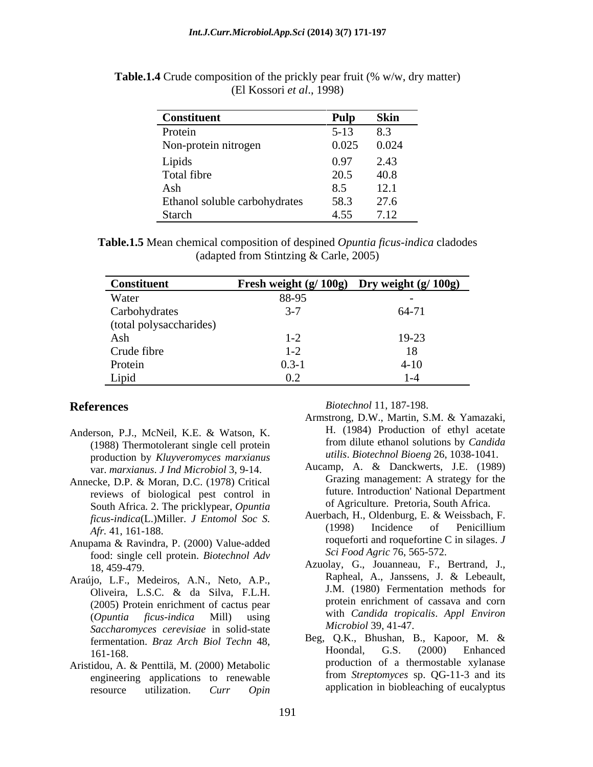**Table.1.4** Crude composition of the prickly pear fruit (% w/w, dry matter) (El Kossori *et al*., 1998)

| Constituent | Pulp | Skin |
|---|---|---|
| Protein | 5-13 | 8.3 |
| Non-protein nitrogen | 0.025 | 0.024 |
| Lipids | 0.97 | 2.43 |
| Total fibre | 20.5 | 40.8 |
| Ash | 8.5 | 12.1 |
| Ethanol soluble carbohydrates | 58.3 | 27.6 |
| Starch | 4.55 | 7.12 |

**Table.1.5** Mean chemical composition of despined *Opuntia ficus-indica* cladodes (adapted from Stintzing & Carle, 2005)

| Constituent | Fresh weight (g/ 100g) | Dry weight (g/ 100g) |
|---|---|---|
| Water | 88-95 | - |
| Carbohydrates (total polysaccharides) | 3-7 | 64-71 |
| Ash | 1-2 | 19-23 |
| Crude fibre | 1-2 | 18 |
| Protein | 0.3-1 | 4-10 |
| Lipid | 0.2 | 1-4 |

## References

Anderson, P.J., McNeil, K.E. & Watson, K. (1988) Thermotolerant single cell protein production by *Kluyveromyces marxianus* var. *marxianus*. *J Ind Microbiol* 3, 9-14.

Annecke, D.P. & Moran, D.C. (1978) Critical reviews of biological pest control in South Africa. 2. The pricklypear, *Opuntia ficus-indica*(L.)Miller. *J Entomol Soc S. Afr.* 41, 161-188.

Anupama & Ravindra, P. (2000) Value-added food: single cell protein. *Biotechnol Adv* 18, 459-479.

Araújo, L.F., Medeiros, A.N., Neto, A.P., Oliveira, L.S.C. & da Silva, F.L.H. (2005) Protein enrichment of cactus pear (*Opuntia ficus-indica* Mill) using *Saccharomyces cerevisiae* in solid-state fermentation. *Braz Arch Biol Techn* 48, 161-168.

Aristidou, A. & Penttilä, M. (2000) Metabolic engineering applications to renewable resource utilization. *Curr Opin Biotechnol* 11, 187-198.

Armstrong, D.W., Martin, S.M. & Yamazaki, H. (1984) Production of ethyl acetate from dilute ethanol solutions by *Candida utilis*. *Biotechnol Bioeng* 26, 1038-1041.

Aucamp, A. & Danckwerts, J.E. (1989) Grazing management: A strategy for the future. Introduction' National Department of Agriculture. Pretoria, South Africa.

Auerbach, H., Oldenburg, E. & Weissbach, F. (1998) Incidence of Penicillium roqueforti and roquefortine C in silages. *J Sci Food Agric* 76, 565-572.

Azuolay, G., Jouanneau, F., Bertrand, J., Rapheal, A., Janssens, J. & Lebeault, J.M. (1980) Fermentation methods for protein enrichment of cassava and corn with *Candida tropicalis*. *Appl Environ Microbiol* 39, 41-47.

Beg, Q.K., Bhushan, B., Kapoor, M. & Hoondal, G.S. (2000) Enhanced production of a thermostable xylanase from *Streptomyces* sp. QG-11-3 and its application in biobleaching of eucalyptus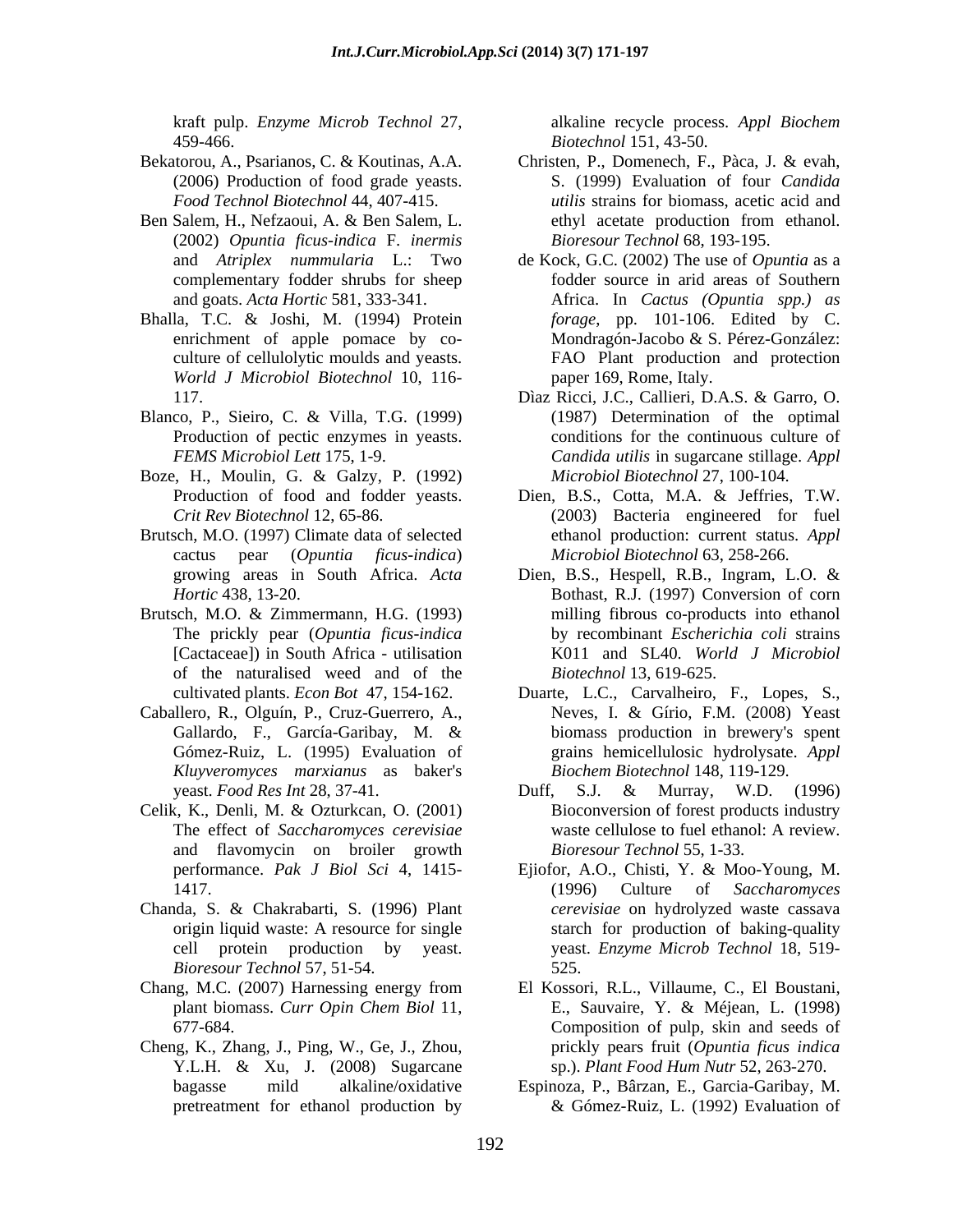kraft pulp. *Enzyme Microb Technol* 27, 459-466.

Bekatorou, A., Psarianos, C. & Koutinas, A.A. (2006) Production of food grade yeasts. *Food Technol Biotechnol* 44, 407-415.

Ben Salem, H., Nefzaoui, A. & Ben Salem, L. (2002) *Opuntia ficus-indica* F. *inermis* and *Atriplex nummularia* L.: Two complementary fodder shrubs for sheep and goats. *Acta Hortic* 581, 333-341.

Bhalla, T.C. & Joshi, M. (1994) Protein enrichment of apple pomace by co-culture of cellulolytic moulds and yeasts. *World J Microbiol Biotechnol* 10, 116-117.

Blanco, P., Sieiro, C. & Villa, T.G. (1999) Production of pectic enzymes in yeasts. *FEMS Microbiol Lett* 175, 1-9.

Boze, H., Moulin, G. & Galzy, P. (1992) Production of food and fodder yeasts. *Crit Rev Biotechnol* 12, 65-86.

Brutsch, M.O. (1997) Climate data of selected cactus pear (*Opuntia ficus-indica*) growing areas in South Africa. *Acta Hortic* 438, 13-20.

Brutsch, M.O. & Zimmermann, H.G. (1993) The prickly pear (*Opuntia ficus-indica* [Cactaceae]) in South Africa - utilisation of the naturalised weed and of the cultivated plants. *Econ Bot* 47, 154-162.

Caballero, R., Olguín, P., Cruz-Guerrero, A., Gallardo, F., García-Garibay, M. & Gómez-Ruiz, L. (1995) Evaluation of *Kluyveromyces marxianus* as baker's yeast. *Food Res Int* 28, 37-41.

Celik, K., Denli, M. & Ozturkcan, O. (2001) The effect of *Saccharomyces cerevisiae* and flavomycin on broiler growth performance. *Pak J Biol Sci* 4, 1415-1417.

Chanda, S. & Chakrabarti, S. (1996) Plant origin liquid waste: A resource for single cell protein production by yeast. *Bioresour Technol* 57, 51-54.

Chang, M.C. (2007) Harnessing energy from plant biomass. *Curr Opin Chem Biol* 11, 677-684.

Cheng, K., Zhang, J., Ping, W., Ge, J., Zhou, Y.L.H. & Xu, J. (2008) Sugarcane bagasse mild alkaline/oxidative pretreatment for ethanol production by alkaline recycle process. *Appl Biochem Biotechnol* 151, 43-50.

Christen, P., Domenech, F., Pàca, J. & evah, S. (1999) Evaluation of four *Candida utilis* strains for biomass, acetic acid and ethyl acetate production from ethanol. *Bioresour Technol* 68, 193-195.

de Kock, G.C. (2002) The use of *Opuntia* as a fodder source in arid areas of Southern Africa. In *Cactus (Opuntia spp.) as forage*, pp. 101-106. Edited by C. Mondragón-Jacobo & S. Pérez-González: FAO Plant production and protection paper 169, Rome, Italy.

Dìaz Ricci, J.C., Callieri, D.A.S. & Garro, O. (1987) Determination of the optimal conditions for the continuous culture of *Candida utilis* in sugarcane stillage. *Appl Microbiol Biotechnol* 27, 100-104.

Dien, B.S., Cotta, M.A. & Jeffries, T.W. (2003) Bacteria engineered for fuel ethanol production: current status. *Appl Microbiol Biotechnol* 63, 258-266.

Dien, B.S., Hespell, R.B., Ingram, L.O. & Bothast, R.J. (1997) Conversion of corn milling fibrous co-products into ethanol by recombinant *Escherichia coli* strains K011 and SL40. *World J Microbiol Biotechnol* 13, 619-625.

Duarte, L.C., Carvalheiro, F., Lopes, S., Neves, I. & Gírio, F.M. (2008) Yeast biomass production in brewery's spent grains hemicellulosic hydrolysate. *Appl Biochem Biotechnol* 148, 119-129.

Duff, S.J. & Murray, W.D. (1996) Bioconversion of forest products industry waste cellulose to fuel ethanol: A review. *Bioresour Technol* 55, 1-33.

Ejiofor, A.O., Chisti, Y. & Moo-Young, M. (1996) Culture of *Saccharomyces cerevisiae* on hydrolyzed waste cassava starch for production of baking-quality yeast. *Enzyme Microb Technol* 18, 519-525.

El Kossori, R.L., Villaume, C., El Boustani, E., Sauvaire, Y. & Méjean, L. (1998) Composition of pulp, skin and seeds of prickly pears fruit (*Opuntia ficus indica* sp.). *Plant Food Hum Nutr* 52, 263-270.

Espinoza, P., Bârzan, E., Garcia-Garibay, M. & Gómez-Ruiz, L. (1992) Evaluation of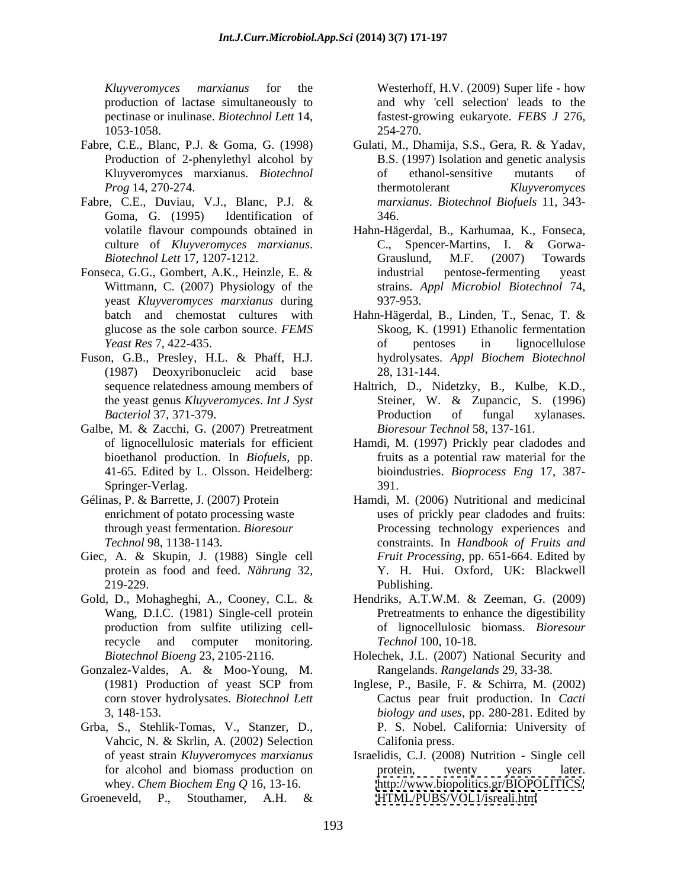*Kluyveromyces marxianus* for the production of lactase simultaneously to pectinase or inulinase. *Biotechnol Lett* 14, 1053-1058.

Fabre, C.E., Blanc, P.J. & Goma, G. (1998) Production of 2-phenylethyl alcohol by Kluyveromyces marxianus. *Biotechnol Prog* 14, 270-274.

Fabre, C.E., Duviau, V.J., Blanc, P.J. & Goma, G. (1995) Identification of volatile flavour compounds obtained in culture of *Kluyveromyces marxianus*. *Biotechnol Lett* 17, 1207-1212.

Fonseca, G.G., Gombert, A.K., Heinzle, E. & Wittmann, C. (2007) Physiology of the yeast *Kluyveromyces marxianus* during batch and chemostat cultures with glucose as the sole carbon source. *FEMS Yeast Res* 7, 422-435.

Fuson, G.B., Presley, H.L. & Phaff, H.J. (1987) Deoxyribonucleic acid base sequence relatedness amoung members of the yeast genus *Kluyveromyces*. *Int J Syst Bacteriol* 37, 371-379.

Galbe, M. & Zacchi, G. (2007) Pretreatment of lignocellulosic materials for efficient bioethanol production. In *Biofuels*, pp. 41-65. Edited by L. Olsson. Heidelberg: Springer-Verlag.

Gélinas, P. & Barrette, J. (2007) Protein enrichment of potato processing waste through yeast fermentation. *Bioresour Technol* 98, 1138-1143.

Giec, A. & Skupin, J. (1988) Single cell protein as food and feed. *Nährung* 32, 219-229.

Gold, D., Mohagheghi, A., Cooney, C.L. & Wang, D.I.C. (1981) Single-cell protein production from sulfite utilizing cell-recycle and computer monitoring. *Biotechnol Bioeng* 23, 2105-2116.

Gonzalez-Valdes, A. & Moo-Young, M. (1981) Production of yeast SCP from corn stover hydrolysates. *Biotechnol Lett* 3, 148-153.

Grba, S., Stehlik-Tomas, V., Stanzer, D., Vahcic, N. & Skrlin, A. (2002) Selection of yeast strain *Kluyveromyces marxianus* for alcohol and biomass production on whey. *Chem Biochem Eng Q* 16, 13-16.

Groeneveld, P., Stouthamer, A.H. & Westerhoff, H.V. (2009) Super life - how and why 'cell selection' leads to the fastest-growing eukaryote. *FEBS J* 276, 254-270.

Gulati, M., Dhamija, S.S., Gera, R. & Yadav, B.S. (1997) Isolation and genetic analysis of ethanol-sensitive mutants of thermotolerant *Kluyveromyces marxianus*. *Biotechnol Biofuels* 11, 343-346.

Hahn-Hägerdal, B., Karhumaa, K., Fonseca, C., Spencer-Martins, I. & Gorwa-Grauslund, M.F. (2007) Towards industrial pentose-fermenting yeast strains. *Appl Microbiol Biotechnol* 74, 937-953.

Hahn-Hägerdal, B., Linden, T., Senac, T. & Skoog, K. (1991) Ethanolic fermentation of pentoses in lignocellulose hydrolysates. *Appl Biochem Biotechnol* 28, 131-144.

Haltrich, D., Nidetzky, B., Kulbe, K.D., Steiner, W. & Zupancic, S. (1996) Production of fungal xylanases. *Bioresour Technol* 58, 137-161.

Hamdi, M. (1997) Prickly pear cladodes and fruits as a potential raw material for the bioindustries. *Bioprocess Eng* 17, 387-391.

Hamdi, M. (2006) Nutritional and medicinal uses of prickly pear cladodes and fruits: Processing technology experiences and constraints. In *Handbook of Fruits and Fruit Processing*, pp. 651-664. Edited by Y. H. Hui. Oxford, UK: Blackwell Publishing.

Hendriks, A.T.W.M. & Zeeman, G. (2009) Pretreatments to enhance the digestibility of lignocellulosic biomass. *Bioresour Technol* 100, 10-18.

Holechek, J.L. (2007) National Security and Rangelands. *Rangelands* 29, 33-38.

Inglese, P., Basile, F. & Schirra, M. (2002) Cactus pear fruit production. In *Cacti biology and uses*, pp. 280-281. Edited by P. S. Nobel. California: University of Califonia press.

Israelidis, C.J. (2008) Nutrition - Single cell protein, twenty years later. http://www.biopolitics.gr/BIOPOLITICS/HTML/PUBS/VOL1/isreali.htm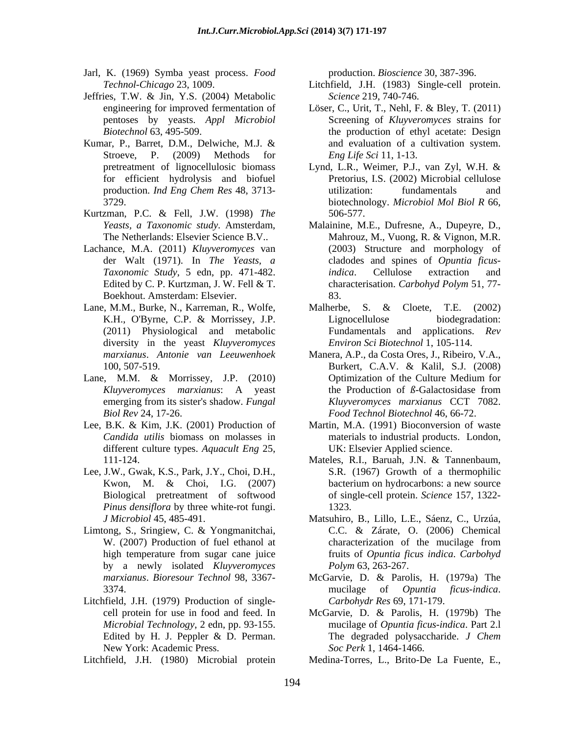Jarl, K. (1969) Symba yeast process. *Food Technol-Chicago* 23, 1009.

Jeffries, T.W. & Jin, Y.S. (2004) Metabolic engineering for improved fermentation of pentoses by yeasts. *Appl Microbiol Biotechnol* 63, 495-509.

Kumar, P., Barret, D.M., Delwiche, M.J. & Stroeve, P. (2009) Methods for pretreatment of lignocellulosic biomass for efficient hydrolysis and biofuel production. *Ind Eng Chem Res* 48, 3713-3729.

Kurtzman, P.C. & Fell, J.W. (1998) *The Yeasts, a Taxonomic study*. Amsterdam, The Netherlands: Elsevier Science B.V..

Lachance, M.A. (2011) *Kluyveromyces* van der Walt (1971). In *The Yeasts, a Taxonomic Study*, 5 edn, pp. 471-482. Edited by C. P. Kurtzman, J. W. Fell & T. Boekhout. Amsterdam: Elsevier.

Lane, M.M., Burke, N., Karreman, R., Wolfe, K.H., O'Byrne, C.P. & Morrissey, J.P. (2011) Physiological and metabolic diversity in the yeast *Kluyveromyces marxianus*. *Antonie van Leeuwenhoek* 100, 507-519.

Lane, M.M. & Morrissey, J.P. (2010) *Kluyveromyces marxianus*: A yeast emerging from its sister's shadow. *Fungal Biol Rev* 24, 17-26.

Lee, B.K. & Kim, J.K. (2001) Production of *Candida utilis* biomass on molasses in different culture types. *Aquacult Eng* 25, 111-124.

Lee, J.W., Gwak, K.S., Park, J.Y., Choi, D.H., Kwon, M. & Choi, I.G. (2007) Biological pretreatment of softwood *Pinus densiflora* by three white-rot fungi. *J Microbiol* 45, 485-491.

Limtong, S., Sringiew, C. & Yongmanitchai, W. (2007) Production of fuel ethanol at high temperature from sugar cane juice by a newly isolated *Kluyveromyces marxianus*. *Bioresour Technol* 98, 3367-3374.

Litchfield, J.H. (1979) Production of single-cell protein for use in food and feed. In *Microbial Technology*, 2 edn, pp. 93-155. Edited by H. J. Peppler & D. Perman. New York: Academic Press.

Litchfield, J.H. (1980) Microbial protein production. *Bioscience* 30, 387-396.

Litchfield, J.H. (1983) Single-cell protein. *Science* 219, 740-746.

Löser, C., Urit, T., Nehl, F. & Bley, T. (2011) Screening of *Kluyveromyces* strains for the production of ethyl acetate: Design and evaluation of a cultivation system. *Eng Life Sci* 11, 1-13.

Lynd, L.R., Weimer, P.J., van Zyl, W.H. & Pretorius, I.S. (2002) Microbial cellulose utilization: fundamentals and biotechnology. *Microbiol Mol Biol R* 66, 506-577.

Malainine, M.E., Dufresne, A., Dupeyre, D., Mahrouz, M., Vuong, R. & Vignon, M.R. (2003) Structure and morphology of cladodes and spines of *Opuntia ficus-indica*. Cellulose extraction and characterisation. *Carbohyd Polym* 51, 77-83.

Malherbe, S. & Cloete, T.E. (2002) Lignocellulose biodegradation: Fundamentals and applications. *Rev Environ Sci Biotechnol* 1, 105-114.

Manera, A.P., da Costa Ores, J., Ribeiro, V.A., Burkert, C.A.V. & Kalil, S.J. (2008) Optimization of the Culture Medium for the Production of ß-Galactosidase from *Kluyveromyces marxianus* CCT 7082. *Food Technol Biotechnol* 46, 66-72.

Martin, M.A. (1991) Bioconversion of waste materials to industrial products. London, UK: Elsevier Applied science.

Mateles, R.I., Baruah, J.N. & Tannenbaum, S.R. (1967) Growth of a thermophilic bacterium on hydrocarbons: a new source of single-cell protein. *Science* 157, 1322-1323.

Matsuhiro, B., Lillo, L.E., Sáenz, C., Urzúa, C.C. & Zárate, O. (2006) Chemical characterization of the mucilage from fruits of *Opuntia ficus indica*. *Carbohyd Polym* 63, 263-267.

McGarvie, D. & Parolis, H. (1979a) The mucilage of *Opuntia ficus-indica*. *Carbohydr Res* 69, 171-179.

McGarvie, D. & Parolis, H. (1979b) The mucilage of *Opuntia ficus-indica*. Part 2.l The degraded polysaccharide. *J Chem Soc Perk* 1, 1464-1466.

Medina-Torres, L., Brito-De La Fuente, E.,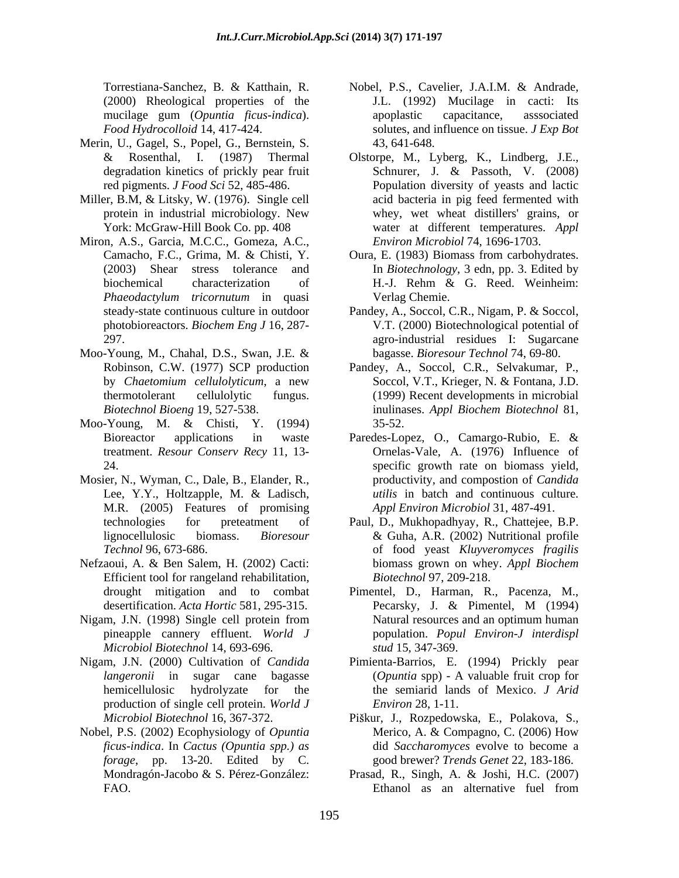Torrestiana-Sanchez, B. & Katthain, R. (2000) Rheological properties of the mucilage gum (*Opuntia ficus-indica*). *Food Hydrocolloid* 14, 417-424.

Merin, U., Gagel, S., Popel, G., Bernstein, S. & Rosenthal, I. (1987) Thermal degradation kinetics of prickly pear fruit red pigments. *J Food Sci* 52, 485-486.

Miller, B.M, & Litsky, W. (1976). Single cell protein in industrial microbiology. New York: McGraw-Hill Book Co. pp. 408

Miron, A.S., Garcia, M.C.C., Gomeza, A.C., Camacho, F.C., Grima, M. & Chisti, Y. (2003) Shear stress tolerance and biochemical characterization of *Phaeodactylum tricornutum* in quasi steady-state continuous culture in outdoor photobioreactors. *Biochem Eng J* 16, 287-297.

Moo-Young, M., Chahal, D.S., Swan, J.E. & Robinson, C.W. (1977) SCP production by *Chaetomium cellulolyticum*, a new thermotolerant cellulolytic fungus. *Biotechnol Bioeng* 19, 527-538.

Moo-Young, M. & Chisti, Y. (1994) Bioreactor applications in waste treatment. *Resour Conserv Recy* 11, 13-24.

Mosier, N., Wyman, C., Dale, B., Elander, R., Lee, Y.Y., Holtzapple, M. & Ladisch, M.R. (2005) Features of promising technologies for preteatment of lignocellulosic biomass. *Bioresour Technol* 96, 673-686.

Nefzaoui, A. & Ben Salem, H. (2002) Cacti: Efficient tool for rangeland rehabilitation, drought mitigation and to combat desertification. *Acta Hortic* 581, 295-315.

Nigam, J.N. (1998) Single cell protein from pineapple cannery effluent. *World J Microbiol Biotechnol* 14, 693-696.

Nigam, J.N. (2000) Cultivation of *Candida langeronii* in sugar cane bagasse hemicellulosic hydrolyzate for the production of single cell protein. *World J Microbiol Biotechnol* 16, 367-372.

Nobel, P.S. (2002) Ecophysiology of *Opuntia ficus-indica*. In *Cactus (Opuntia spp.) as forage*, pp. 13-20. Edited by C. Mondragón-Jacobo & S. Pérez-González: FAO.

Nobel, P.S., Cavelier, J.A.I.M. & Andrade, J.L. (1992) Mucilage in cacti: Its apoplastic capacitance, asssociated solutes, and influence on tissue. *J Exp Bot* 43, 641-648.

Olstorpe, M., Lyberg, K., Lindberg, J.E., Schnurer, J. & Passoth, V. (2008) Population diversity of yeasts and lactic acid bacteria in pig feed fermented with whey, wet wheat distillers' grains, or water at different temperatures. *Appl Environ Microbiol* 74, 1696-1703.

Oura, E. (1983) Biomass from carbohydrates. In *Biotechnology*, 3 edn, pp. 3. Edited by H.-J. Rehm & G. Reed. Weinheim: Verlag Chemie.

Pandey, A., Soccol, C.R., Nigam, P. & Soccol, V.T. (2000) Biotechnological potential of agro-industrial residues I: Sugarcane bagasse. *Bioresour Technol* 74, 69-80.

Pandey, A., Soccol, C.R., Selvakumar, P., Soccol, V.T., Krieger, N. & Fontana, J.D. (1999) Recent developments in microbial inulinases. *Appl Biochem Biotechnol* 81, 35-52.

Paredes-Lopez, O., Camargo-Rubio, E. & Ornelas-Vale, A. (1976) Influence of specific growth rate on biomass yield, productivity, and compostion of *Candida utilis* in batch and continuous culture. *Appl Environ Microbiol* 31, 487-491.

Paul, D., Mukhopadhyay, R., Chattejee, B.P. & Guha, A.R. (2002) Nutritional profile of food yeast *Kluyveromyces fragilis* biomass grown on whey. *Appl Biochem Biotechnol* 97, 209-218.

Pimentel, D., Harman, R., Pacenza, M., Pecarsky, J. & Pimentel, M (1994) Natural resources and an optimum human population. *Popul Environ-J interdispl stud* 15, 347-369.

Pimienta-Barrios, E. (1994) Prickly pear (*Opuntia* spp) - A valuable fruit crop for the semiarid lands of Mexico. *J Arid Environ* 28, 1-11.

Piškur, J., Rozpedowska, E., Polakova, S., Merico, A. & Compagno, C. (2006) How did *Saccharomyces* evolve to become a good brewer? *Trends Genet* 22, 183-186.

Prasad, R., Singh, A. & Joshi, H.C. (2007) Ethanol as an alternative fuel from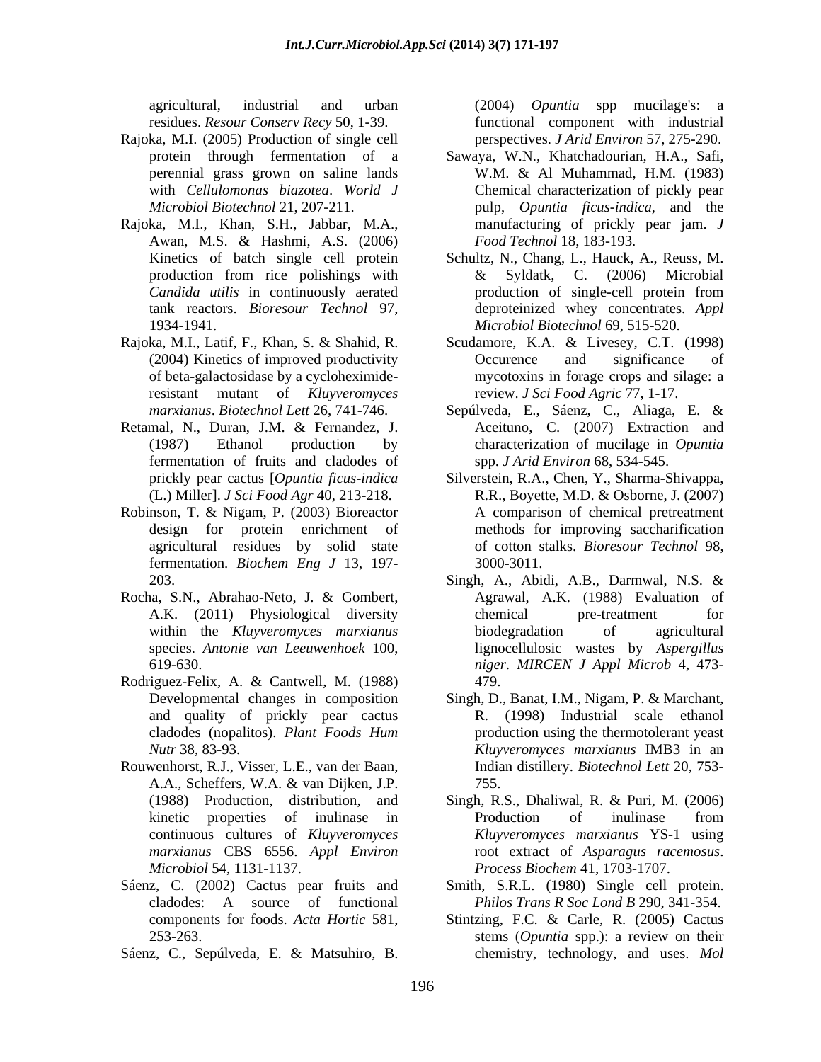agricultural, industrial and urban residues. *Resour Conserv Recy* 50, 1-39.

Rajoka, M.I. (2005) Production of single cell protein through fermentation of a perennial grass grown on saline lands with *Cellulomonas biazotea*. *World J Microbiol Biotechnol* 21, 207-211.

Rajoka, M.I., Khan, S.H., Jabbar, M.A., Awan, M.S. & Hashmi, A.S. (2006) Kinetics of batch single cell protein production from rice polishings with *Candida utilis* in continuously aerated tank reactors. *Bioresour Technol* 97, 1934-1941.

Rajoka, M.I., Latif, F., Khan, S. & Shahid, R. (2004) Kinetics of improved productivity of beta-galactosidase by a cycloheximide-resistant mutant of *Kluyveromyces marxianus*. *Biotechnol Lett* 26, 741-746.

Retamal, N., Duran, J.M. & Fernandez, J. (1987) Ethanol production by fermentation of fruits and cladodes of prickly pear cactus [*Opuntia ficus-indica* (L.) Miller]. *J Sci Food Agr* 40, 213-218.

Robinson, T. & Nigam, P. (2003) Bioreactor design for protein enrichment of agricultural residues by solid state fermentation. *Biochem Eng J* 13, 197-203.

Rocha, S.N., Abrahao-Neto, J. & Gombert, A.K. (2011) Physiological diversity within the *Kluyveromyces marxianus* species. *Antonie van Leeuwenhoek* 100, 619-630.

Rodriguez-Felix, A. & Cantwell, M. (1988) Developmental changes in composition and quality of prickly pear cactus cladodes (nopalitos). *Plant Foods Hum Nutr* 38, 83-93.

Rouwenhorst, R.J., Visser, L.E., van der Baan, A.A., Scheffers, W.A. & van Dijken, J.P. (1988) Production, distribution, and kinetic properties of inulinase in continuous cultures of *Kluyveromyces marxianus* CBS 6556. *Appl Environ Microbiol* 54, 1131-1137.

Sáenz, C. (2002) Cactus pear fruits and cladodes: A source of functional components for foods. *Acta Hortic* 581, 253-263.

Sáenz, C., Sepúlveda, E. & Matsuhiro, B. (2004) *Opuntia* spp mucilage's: a functional component with industrial perspectives. *J Arid Environ* 57, 275-290.

Sawaya, W.N., Khatchadourian, H.A., Safi, W.M. & Al Muhammad, H.M. (1983) Chemical characterization of pickly pear pulp, *Opuntia ficus-indica*, and the manufacturing of prickly pear jam. *J Food Technol* 18, 183-193.

Schultz, N., Chang, L., Hauck, A., Reuss, M. & Syldatk, C. (2006) Microbial production of single-cell protein from deproteinized whey concentrates. *Appl Microbiol Biotechnol* 69, 515-520.

Scudamore, K.A. & Livesey, C.T. (1998) Occurence and significance of mycotoxins in forage crops and silage: a review. *J Sci Food Agric* 77, 1-17.

Sepúlveda, E., Sáenz, C., Aliaga, E. & Aceituno, C. (2007) Extraction and characterization of mucilage in *Opuntia* spp. *J Arid Environ* 68, 534-545.

Silverstein, R.A., Chen, Y., Sharma-Shivappa, R.R., Boyette, M.D. & Osborne, J. (2007) A comparison of chemical pretreatment methods for improving saccharification of cotton stalks. *Bioresour Technol* 98, 3000-3011.

Singh, A., Abidi, A.B., Darmwal, N.S. & Agrawal, A.K. (1988) Evaluation of chemical pre-treatment for biodegradation of agricultural lignocellulosic wastes by *Aspergillus niger*. *MIRCEN J Appl Microb* 4, 473-479.

Singh, D., Banat, I.M., Nigam, P. & Marchant, R. (1998) Industrial scale ethanol production using the thermotolerant yeast *Kluyveromyces marxianus* IMB3 in an Indian distillery. *Biotechnol Lett* 20, 753-755.

Singh, R.S., Dhaliwal, R. & Puri, M. (2006) Production of inulinase from *Kluyveromyces marxianus* YS-1 using root extract of *Asparagus racemosus*. *Process Biochem* 41, 1703-1707.

Smith, S.R.L. (1980) Single cell protein. *Philos Trans R Soc Lond B* 290, 341-354.

Stintzing, F.C. & Carle, R. (2005) Cactus stems (*Opuntia* spp.): a review on their chemistry, technology, and uses. *Mol*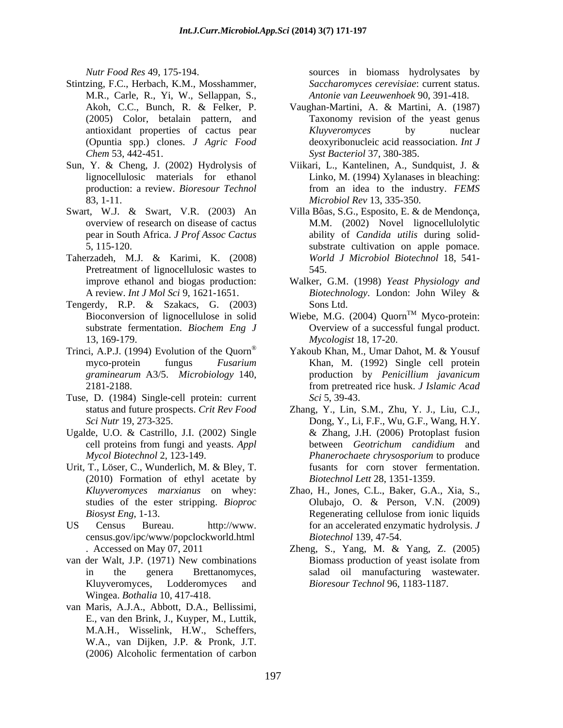*Nutr Food Res* 49, 175-194.

Stintzing, F.C., Herbach, K.M., Mosshammer, M.R., Carle, R., Yi, W., Sellappan, S., Akoh, C.C., Bunch, R. & Felker, P. (2005) Color, betalain pattern, and antioxidant properties of cactus pear (Opuntia spp.) clones. *J Agric Food Chem* 53, 442-451.

Sun, Y. & Cheng, J. (2002) Hydrolysis of lignocellulosic materials for ethanol production: a review. *Bioresour Technol* 83, 1-11.

Swart, W.J. & Swart, V.R. (2003) An overview of research on disease of cactus pear in South Africa. *J Prof Assoc Cactus* 5, 115-120.

Taherzadeh, M.J. & Karimi, K. (2008) Pretreatment of lignocellulosic wastes to improve ethanol and biogas production: A review. *Int J Mol Sci* 9, 1621-1651.

Tengerdy, R.P. & Szakacs, G. (2003) Bioconversion of lignocellulose in solid substrate fermentation. *Biochem Eng J* 13, 169-179.

Trinci, A.P.J. (1994) Evolution of the Quorn® myco-protein fungus *Fusarium graminearum* A3/5. *Microbiology* 140, 2181-2188.

Tuse, D. (1984) Single-cell protein: current status and future prospects. *Crit Rev Food Sci Nutr* 19, 273-325.

Ugalde, U.O. & Castrillo, J.I. (2002) Single cell proteins from fungi and yeasts. *Appl Mycol Biotechnol* 2, 123-149.

Urit, T., Löser, C., Wunderlich, M. & Bley, T. (2010) Formation of ethyl acetate by *Kluyveromyces marxianus* on whey: studies of the ester stripping. *Bioproc Biosyst Eng*, 1-13.

US Census Bureau. http://www.census.gov/ipc/www/popclockworld.html. Accessed on May 07, 2011

van der Walt, J.P. (1971) New combinations in the genera Brettanomyces, Kluyveromyces, Lodderomyces and Wingea. *Bothalia* 10, 417-418.

van Maris, A.J.A., Abbott, D.A., Bellissimi, E., van den Brink, J., Kuyper, M., Luttik, M.A.H., Wisselink, H.W., Scheffers, W.A., van Dijken, J.P. & Pronk, J.T. (2006) Alcoholic fermentation of carbon sources in biomass hydrolysates by *Saccharomyces cerevisiae*: current status. *Antonie van Leeuwenhoek* 90, 391-418.

Vaughan-Martini, A. & Martini, A. (1987) Taxonomy revision of the yeast genus *Kluyveromyces* by nuclear deoxyribonucleic acid reassociation. *Int J Syst Bacteriol* 37, 380-385.

Viikari, L., Kantelinen, A., Sundquist, J. & Linko, M. (1994) Xylanases in bleaching: from an idea to the industry. *FEMS Microbiol Rev* 13, 335-350.

Villa Bôas, S.G., Esposito, E. & de Mendonça, M.M. (2002) Novel lignocellulolytic ability of *Candida utilis* during solid-substrate cultivation on apple pomace. *World J Microbiol Biotechnol* 18, 541-545.

Walker, G.M. (1998) *Yeast Physiology and Biotechnology*. London: John Wiley & Sons Ltd.

Wiebe, M.G. (2004) Quorn™ Myco-protein: Overview of a successful fungal product. *Mycologist* 18, 17-20.

Yakoub Khan, M., Umar Dahot, M. & Yousuf Khan, M. (1992) Single cell protein production by *Penicillium javanicum* from pretreated rice husk. *J Islamic Acad Sci* 5, 39-43.

Zhang, Y., Lin, S.M., Zhu, Y. J., Liu, C.J., Dong, Y., Li, F.F., Wu, G.F., Wang, H.Y. & Zhang, J.H. (2006) Protoplast fusion between *Geotrichum candidium* and *Phanerochaete chrysosporium* to produce fusants for corn stover fermentation. *Biotechnol Lett* 28, 1351-1359.

Zhao, H., Jones, C.L., Baker, G.A., Xia, S., Olubajo, O. & Person, V.N. (2009) Regenerating cellulose from ionic liquids for an accelerated enzymatic hydrolysis. *J Biotechnol* 139, 47-54.

Zheng, S., Yang, M. & Yang, Z. (2005) Biomass production of yeast isolate from salad oil manufacturing wastewater. *Bioresour Technol* 96, 1183-1187.